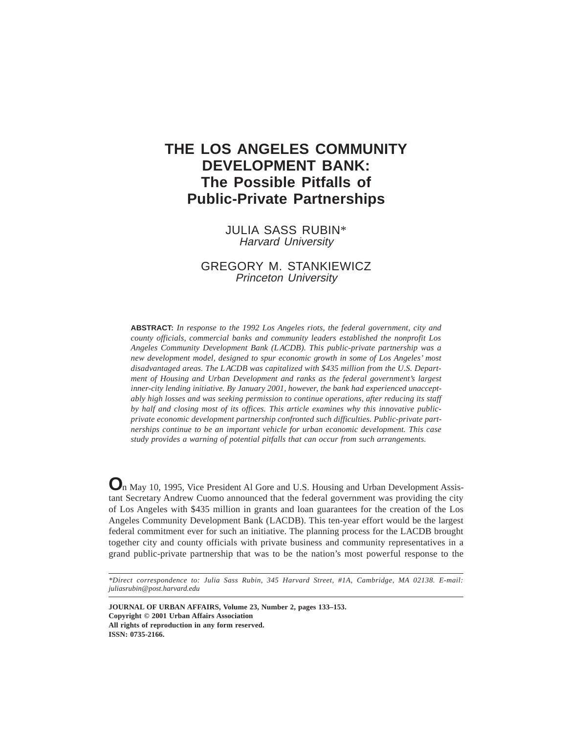# THE LOS ANGELES COMMUNITY DEVELOPMENT BANK: The Possible Pitfalls of Public-Private Partnerships

JULIA SASS RUBIN*
*Harvard University*

GREGORY M. STANKIEWICZ
*Princeton University*

**ABSTRACT:** *In response to the 1992 Los Angeles riots, the federal government, city and county officials, commercial banks and community leaders established the nonprofit Los Angeles Community Development Bank (LACDB). This public-private partnership was a new development model, designed to spur economic growth in some of Los Angeles' most disadvantaged areas. The LACDB was capitalized with $435 million from the U.S. Department of Housing and Urban Development and ranks as the federal government's largest inner-city lending initiative. By January 2001, however, the bank had experienced unacceptably high losses and was seeking permission to continue operations, after reducing its staff by half and closing most of its offices. This article examines why this innovative public-private economic development partnership confronted such difficulties. Public-private partnerships continue to be an important vehicle for urban economic development. This case study provides a warning of potential pitfalls that can occur from such arrangements.*

On May 10, 1995, Vice President Al Gore and U.S. Housing and Urban Development Assistant Secretary Andrew Cuomo announced that the federal government was providing the city of Los Angeles with $435 million in grants and loan guarantees for the creation of the Los Angeles Community Development Bank (LACDB). This ten-year effort would be the largest federal commitment ever for such an initiative. The planning process for the LACDB brought together city and county officials with private business and community representatives in a grand public-private partnership that was to be the nation's most powerful response to the

*Direct correspondence to: Julia Sass Rubin, 345 Harvard Street, #1A, Cambridge, MA 02138. E-mail: juliasrubin@post.harvard.edu*

**JOURNAL OF URBAN AFFAIRS, Volume 23, Number 2, pages 133–153.**
**Copyright © 2001 Urban Affairs Association**
**All rights of reproduction in any form reserved.**
**ISSN: 0735-2166.**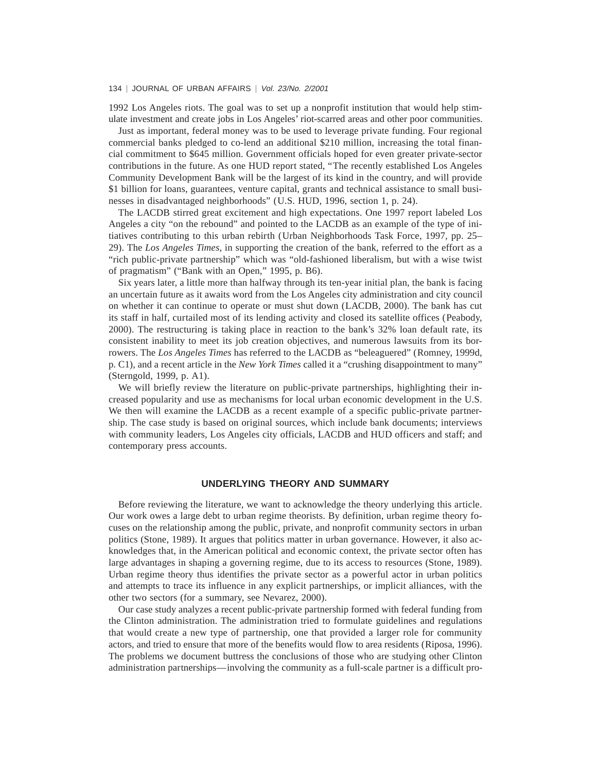1992 Los Angeles riots. The goal was to set up a nonprofit institution that would help stimulate investment and create jobs in Los Angeles' riot-scarred areas and other poor communities.

Just as important, federal money was to be used to leverage private funding. Four regional commercial banks pledged to co-lend an additional $210 million, increasing the total financial commitment to $645 million. Government officials hoped for even greater private-sector contributions in the future. As one HUD report stated, "The recently established Los Angeles Community Development Bank will be the largest of its kind in the country, and will provide $1 billion for loans, guarantees, venture capital, grants and technical assistance to small businesses in disadvantaged neighborhoods" (U.S. HUD, 1996, section 1, p. 24).

The LACDB stirred great excitement and high expectations. One 1997 report labeled Los Angeles a city "on the rebound" and pointed to the LACDB as an example of the type of initiatives contributing to this urban rebirth (Urban Neighborhoods Task Force, 1997, pp. 25–29). The *Los Angeles Times*, in supporting the creation of the bank, referred to the effort as a "rich public-private partnership" which was "old-fashioned liberalism, but with a wise twist of pragmatism" ("Bank with an Open," 1995, p. B6).

Six years later, a little more than halfway through its ten-year initial plan, the bank is facing an uncertain future as it awaits word from the Los Angeles city administration and city council on whether it can continue to operate or must shut down (LACDB, 2000). The bank has cut its staff in half, curtailed most of its lending activity and closed its satellite offices (Peabody, 2000). The restructuring is taking place in reaction to the bank's 32% loan default rate, its consistent inability to meet its job creation objectives, and numerous lawsuits from its borrowers. The *Los Angeles Times* has referred to the LACDB as "beleaguered" (Romney, 1999d, p. C1), and a recent article in the *New York Times* called it a "crushing disappointment to many" (Sterngold, 1999, p. A1).

We will briefly review the literature on public-private partnerships, highlighting their increased popularity and use as mechanisms for local urban economic development in the U.S. We then will examine the LACDB as a recent example of a specific public-private partnership. The case study is based on original sources, which include bank documents; interviews with community leaders, Los Angeles city officials, LACDB and HUD officers and staff; and contemporary press accounts.

## UNDERLYING THEORY AND SUMMARY

Before reviewing the literature, we want to acknowledge the theory underlying this article. Our work owes a large debt to urban regime theorists. By definition, urban regime theory focuses on the relationship among the public, private, and nonprofit community sectors in urban politics (Stone, 1989). It argues that politics matter in urban governance. However, it also acknowledges that, in the American political and economic context, the private sector often has large advantages in shaping a governing regime, due to its access to resources (Stone, 1989). Urban regime theory thus identifies the private sector as a powerful actor in urban politics and attempts to trace its influence in any explicit partnerships, or implicit alliances, with the other two sectors (for a summary, see Nevarez, 2000).

Our case study analyzes a recent public-private partnership formed with federal funding from the Clinton administration. The administration tried to formulate guidelines and regulations that would create a new type of partnership, one that provided a larger role for community actors, and tried to ensure that more of the benefits would flow to area residents (Riposa, 1996). The problems we document buttress the conclusions of those who are studying other Clinton administration partnerships—involving the community as a full-scale partner is a difficult pro-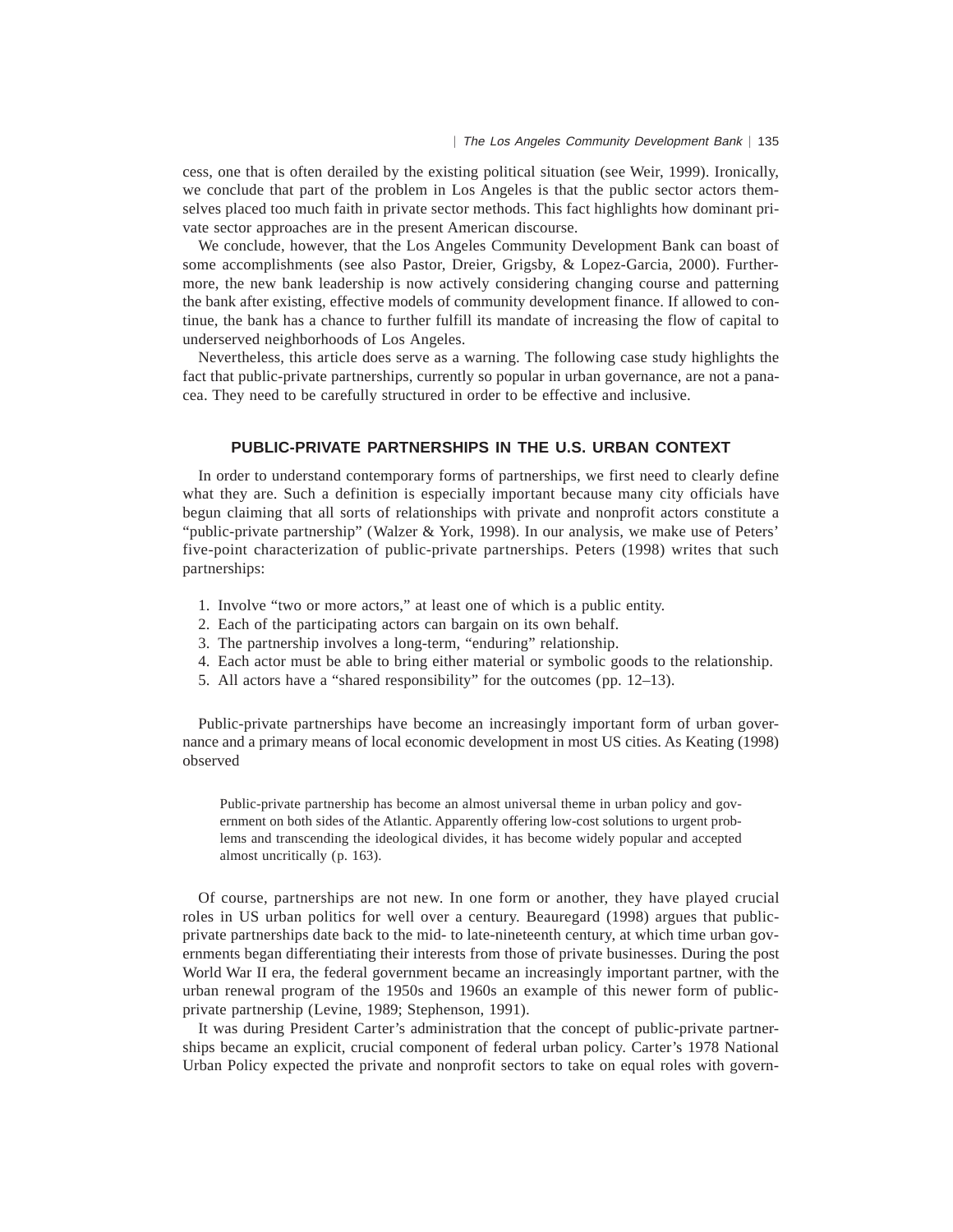cess, one that is often derailed by the existing political situation (see Weir, 1999). Ironically, we conclude that part of the problem in Los Angeles is that the public sector actors themselves placed too much faith in private sector methods. This fact highlights how dominant private sector approaches are in the present American discourse.

We conclude, however, that the Los Angeles Community Development Bank can boast of some accomplishments (see also Pastor, Dreier, Grigsby, & Lopez-Garcia, 2000). Furthermore, the new bank leadership is now actively considering changing course and patterning the bank after existing, effective models of community development finance. If allowed to continue, the bank has a chance to further fulfill its mandate of increasing the flow of capital to underserved neighborhoods of Los Angeles.

Nevertheless, this article does serve as a warning. The following case study highlights the fact that public-private partnerships, currently so popular in urban governance, are not a panacea. They need to be carefully structured in order to be effective and inclusive.

## PUBLIC-PRIVATE PARTNERSHIPS IN THE U.S. URBAN CONTEXT

In order to understand contemporary forms of partnerships, we first need to clearly define what they are. Such a definition is especially important because many city officials have begun claiming that all sorts of relationships with private and nonprofit actors constitute a "public-private partnership" (Walzer & York, 1998). In our analysis, we make use of Peters' five-point characterization of public-private partnerships. Peters (1998) writes that such partnerships:

1. Involve "two or more actors," at least one of which is a public entity.
2. Each of the participating actors can bargain on its own behalf.
3. The partnership involves a long-term, "enduring" relationship.
4. Each actor must be able to bring either material or symbolic goods to the relationship.
5. All actors have a "shared responsibility" for the outcomes (pp. 12–13).

Public-private partnerships have become an increasingly important form of urban governance and a primary means of local economic development in most US cities. As Keating (1998) observed

> Public-private partnership has become an almost universal theme in urban policy and government on both sides of the Atlantic. Apparently offering low-cost solutions to urgent problems and transcending the ideological divides, it has become widely popular and accepted almost uncritically (p. 163).

Of course, partnerships are not new. In one form or another, they have played crucial roles in US urban politics for well over a century. Beauregard (1998) argues that public-private partnerships date back to the mid- to late-nineteenth century, at which time urban governments began differentiating their interests from those of private businesses. During the post World War II era, the federal government became an increasingly important partner, with the urban renewal program of the 1950s and 1960s an example of this newer form of public-private partnership (Levine, 1989; Stephenson, 1991).

It was during President Carter's administration that the concept of public-private partnerships became an explicit, crucial component of federal urban policy. Carter's 1978 National Urban Policy expected the private and nonprofit sectors to take on equal roles with govern-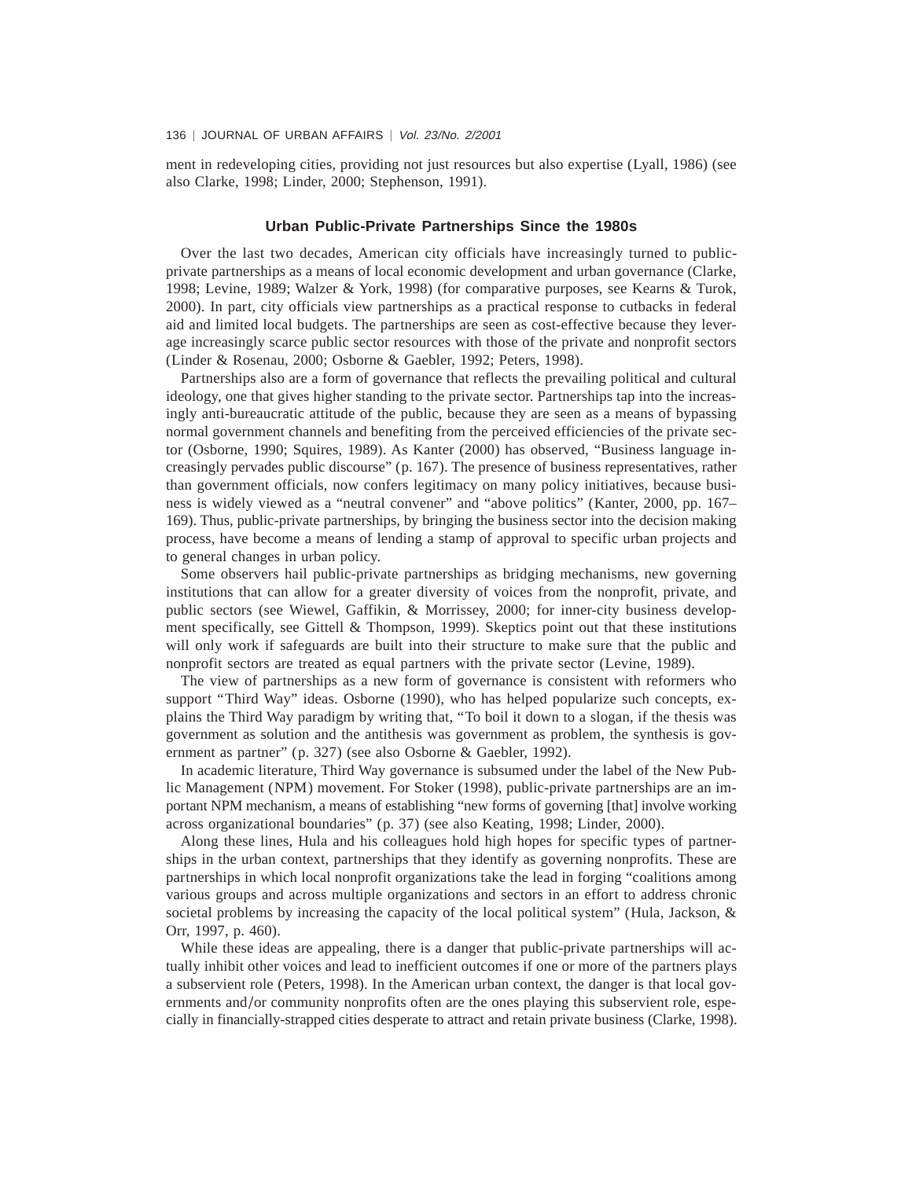ment in redeveloping cities, providing not just resources but also expertise (Lyall, 1986) (see also Clarke, 1998; Linder, 2000; Stephenson, 1991).

## Urban Public-Private Partnerships Since the 1980s

Over the last two decades, American city officials have increasingly turned to public-private partnerships as a means of local economic development and urban governance (Clarke, 1998; Levine, 1989; Walzer & York, 1998) (for comparative purposes, see Kearns & Turok, 2000). In part, city officials view partnerships as a practical response to cutbacks in federal aid and limited local budgets. The partnerships are seen as cost-effective because they leverage increasingly scarce public sector resources with those of the private and nonprofit sectors (Linder & Rosenau, 2000; Osborne & Gaebler, 1992; Peters, 1998).

Partnerships also are a form of governance that reflects the prevailing political and cultural ideology, one that gives higher standing to the private sector. Partnerships tap into the increasingly anti-bureaucratic attitude of the public, because they are seen as a means of bypassing normal government channels and benefiting from the perceived efficiencies of the private sector (Osborne, 1990; Squires, 1989). As Kanter (2000) has observed, "Business language increasingly pervades public discourse" (p. 167). The presence of business representatives, rather than government officials, now confers legitimacy on many policy initiatives, because business is widely viewed as a "neutral convener" and "above politics" (Kanter, 2000, pp. 167–169). Thus, public-private partnerships, by bringing the business sector into the decision making process, have become a means of lending a stamp of approval to specific urban projects and to general changes in urban policy.

Some observers hail public-private partnerships as bridging mechanisms, new governing institutions that can allow for a greater diversity of voices from the nonprofit, private, and public sectors (see Wiewel, Gaffikin, & Morrissey, 2000; for inner-city business development specifically, see Gittell & Thompson, 1999). Skeptics point out that these institutions will only work if safeguards are built into their structure to make sure that the public and nonprofit sectors are treated as equal partners with the private sector (Levine, 1989).

The view of partnerships as a new form of governance is consistent with reformers who support "Third Way" ideas. Osborne (1990), who has helped popularize such concepts, explains the Third Way paradigm by writing that, "To boil it down to a slogan, if the thesis was government as solution and the antithesis was government as problem, the synthesis is government as partner" (p. 327) (see also Osborne & Gaebler, 1992).

In academic literature, Third Way governance is subsumed under the label of the New Public Management (NPM) movement. For Stoker (1998), public-private partnerships are an important NPM mechanism, a means of establishing "new forms of governing [that] involve working across organizational boundaries" (p. 37) (see also Keating, 1998; Linder, 2000).

Along these lines, Hula and his colleagues hold high hopes for specific types of partnerships in the urban context, partnerships that they identify as governing nonprofits. These are partnerships in which local nonprofit organizations take the lead in forging "coalitions among various groups and across multiple organizations and sectors in an effort to address chronic societal problems by increasing the capacity of the local political system" (Hula, Jackson, & Orr, 1997, p. 460).

While these ideas are appealing, there is a danger that public-private partnerships will actually inhibit other voices and lead to inefficient outcomes if one or more of the partners plays a subservient role (Peters, 1998). In the American urban context, the danger is that local governments and/or community nonprofits often are the ones playing this subservient role, especially in financially-strapped cities desperate to attract and retain private business (Clarke, 1998).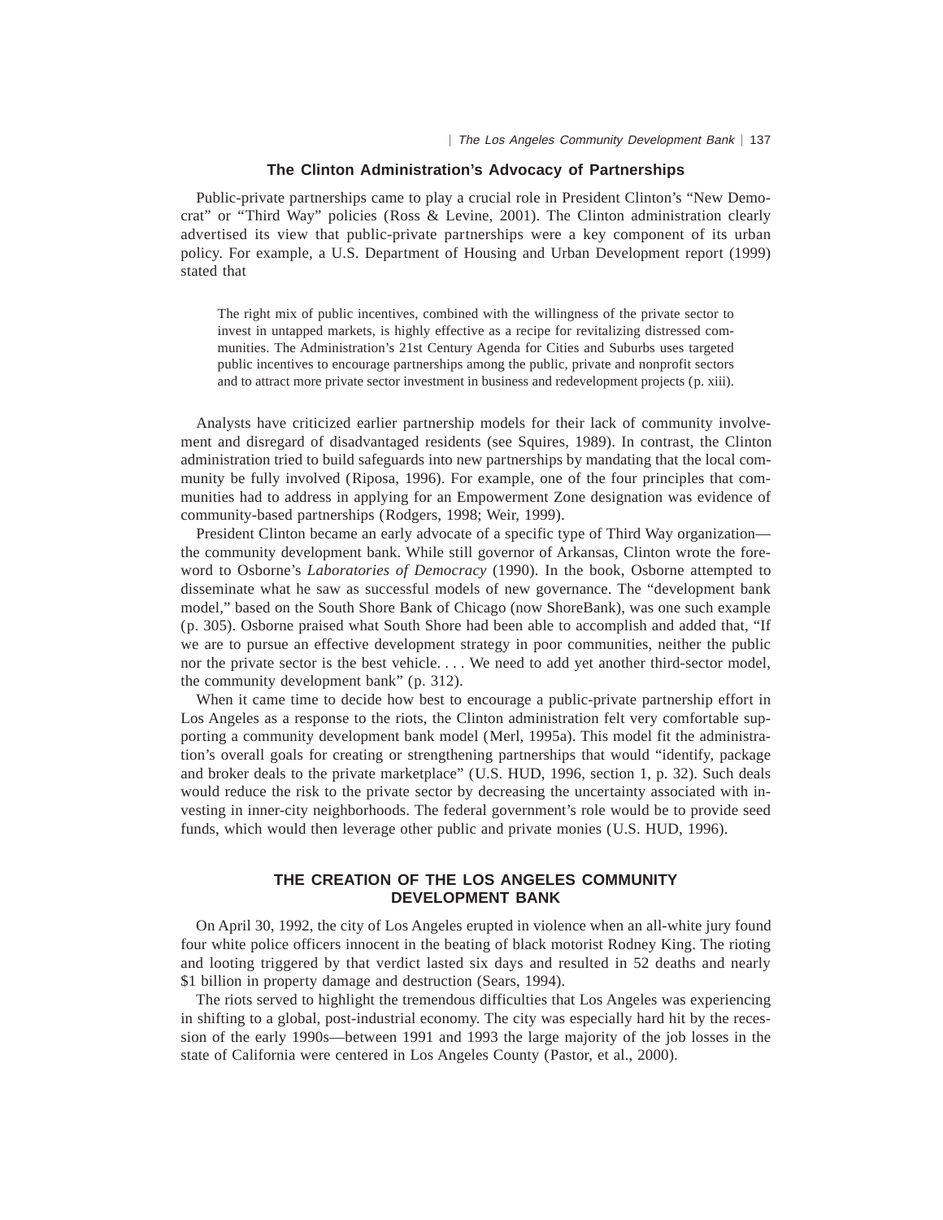## The Clinton Administration's Advocacy of Partnerships

Public-private partnerships came to play a crucial role in President Clinton's "New Democrat" or "Third Way" policies (Ross & Levine, 2001). The Clinton administration clearly advertised its view that public-private partnerships were a key component of its urban policy. For example, a U.S. Department of Housing and Urban Development report (1999) stated that

> The right mix of public incentives, combined with the willingness of the private sector to invest in untapped markets, is highly effective as a recipe for revitalizing distressed communities. The Administration's 21st Century Agenda for Cities and Suburbs uses targeted public incentives to encourage partnerships among the public, private and nonprofit sectors and to attract more private sector investment in business and redevelopment projects (p. xiii).

Analysts have criticized earlier partnership models for their lack of community involvement and disregard of disadvantaged residents (see Squires, 1989). In contrast, the Clinton administration tried to build safeguards into new partnerships by mandating that the local community be fully involved (Riposa, 1996). For example, one of the four principles that communities had to address in applying for an Empowerment Zone designation was evidence of community-based partnerships (Rodgers, 1998; Weir, 1999).

President Clinton became an early advocate of a specific type of Third Way organization—the community development bank. While still governor of Arkansas, Clinton wrote the foreword to Osborne's *Laboratories of Democracy* (1990). In the book, Osborne attempted to disseminate what he saw as successful models of new governance. The "development bank model," based on the South Shore Bank of Chicago (now ShoreBank), was one such example (p. 305). Osborne praised what South Shore had been able to accomplish and added that, "If we are to pursue an effective development strategy in poor communities, neither the public nor the private sector is the best vehicle. . . . We need to add yet another third-sector model, the community development bank" (p. 312).

When it came time to decide how best to encourage a public-private partnership effort in Los Angeles as a response to the riots, the Clinton administration felt very comfortable supporting a community development bank model (Merl, 1995a). This model fit the administration's overall goals for creating or strengthening partnerships that would "identify, package and broker deals to the private marketplace" (U.S. HUD, 1996, section 1, p. 32). Such deals would reduce the risk to the private sector by decreasing the uncertainty associated with investing in inner-city neighborhoods. The federal government's role would be to provide seed funds, which would then leverage other public and private monies (U.S. HUD, 1996).

# THE CREATION OF THE LOS ANGELES COMMUNITY DEVELOPMENT BANK

On April 30, 1992, the city of Los Angeles erupted in violence when an all-white jury found four white police officers innocent in the beating of black motorist Rodney King. The rioting and looting triggered by that verdict lasted six days and resulted in 52 deaths and nearly $1 billion in property damage and destruction (Sears, 1994).

The riots served to highlight the tremendous difficulties that Los Angeles was experiencing in shifting to a global, post-industrial economy. The city was especially hard hit by the recession of the early 1990s—between 1991 and 1993 the large majority of the job losses in the state of California were centered in Los Angeles County (Pastor, et al., 2000).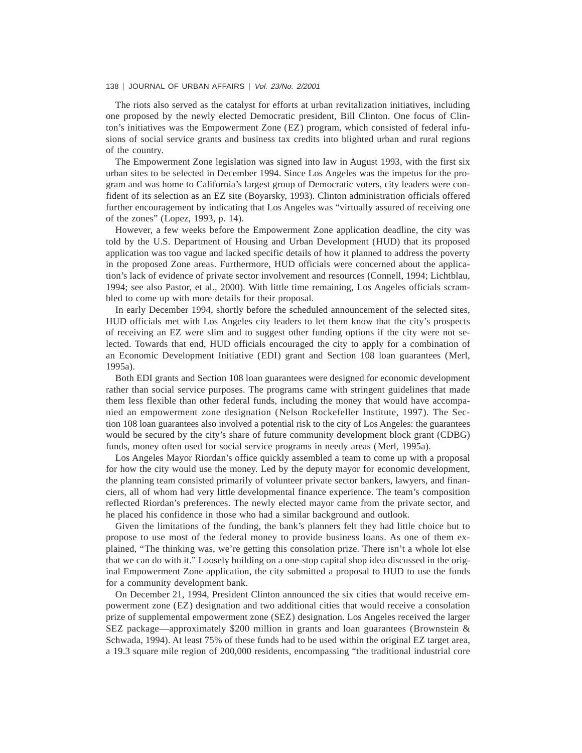The riots also served as the catalyst for efforts at urban revitalization initiatives, including one proposed by the newly elected Democratic president, Bill Clinton. One focus of Clinton's initiatives was the Empowerment Zone (EZ) program, which consisted of federal infusions of social service grants and business tax credits into blighted urban and rural regions of the country.

The Empowerment Zone legislation was signed into law in August 1993, with the first six urban sites to be selected in December 1994. Since Los Angeles was the impetus for the program and was home to California's largest group of Democratic voters, city leaders were confident of its selection as an EZ site (Boyarsky, 1993). Clinton administration officials offered further encouragement by indicating that Los Angeles was "virtually assured of receiving one of the zones" (Lopez, 1993, p. 14).

However, a few weeks before the Empowerment Zone application deadline, the city was told by the U.S. Department of Housing and Urban Development (HUD) that its proposed application was too vague and lacked specific details of how it planned to address the poverty in the proposed Zone areas. Furthermore, HUD officials were concerned about the application's lack of evidence of private sector involvement and resources (Connell, 1994; Lichtblau, 1994; see also Pastor, et al., 2000). With little time remaining, Los Angeles officials scrambled to come up with more details for their proposal.

In early December 1994, shortly before the scheduled announcement of the selected sites, HUD officials met with Los Angeles city leaders to let them know that the city's prospects of receiving an EZ were slim and to suggest other funding options if the city were not selected. Towards that end, HUD officials encouraged the city to apply for a combination of an Economic Development Initiative (EDI) grant and Section 108 loan guarantees (Merl, 1995a).

Both EDI grants and Section 108 loan guarantees were designed for economic development rather than social service purposes. The programs came with stringent guidelines that made them less flexible than other federal funds, including the money that would have accompanied an empowerment zone designation (Nelson Rockefeller Institute, 1997). The Section 108 loan guarantees also involved a potential risk to the city of Los Angeles: the guarantees would be secured by the city's share of future community development block grant (CDBG) funds, money often used for social service programs in needy areas (Merl, 1995a).

Los Angeles Mayor Riordan's office quickly assembled a team to come up with a proposal for how the city would use the money. Led by the deputy mayor for economic development, the planning team consisted primarily of volunteer private sector bankers, lawyers, and financiers, all of whom had very little developmental finance experience. The team's composition reflected Riordan's preferences. The newly elected mayor came from the private sector, and he placed his confidence in those who had a similar background and outlook.

Given the limitations of the funding, the bank's planners felt they had little choice but to propose to use most of the federal money to provide business loans. As one of them explained, "The thinking was, we're getting this consolation prize. There isn't a whole lot else that we can do with it." Loosely building on a one-stop capital shop idea discussed in the original Empowerment Zone application, the city submitted a proposal to HUD to use the funds for a community development bank.

On December 21, 1994, President Clinton announced the six cities that would receive empowerment zone (EZ) designation and two additional cities that would receive a consolation prize of supplemental empowerment zone (SEZ) designation. Los Angeles received the larger SEZ package—approximately $200 million in grants and loan guarantees (Brownstein & Schwada, 1994). At least 75% of these funds had to be used within the original EZ target area, a 19.3 square mile region of 200,000 residents, encompassing "the traditional industrial core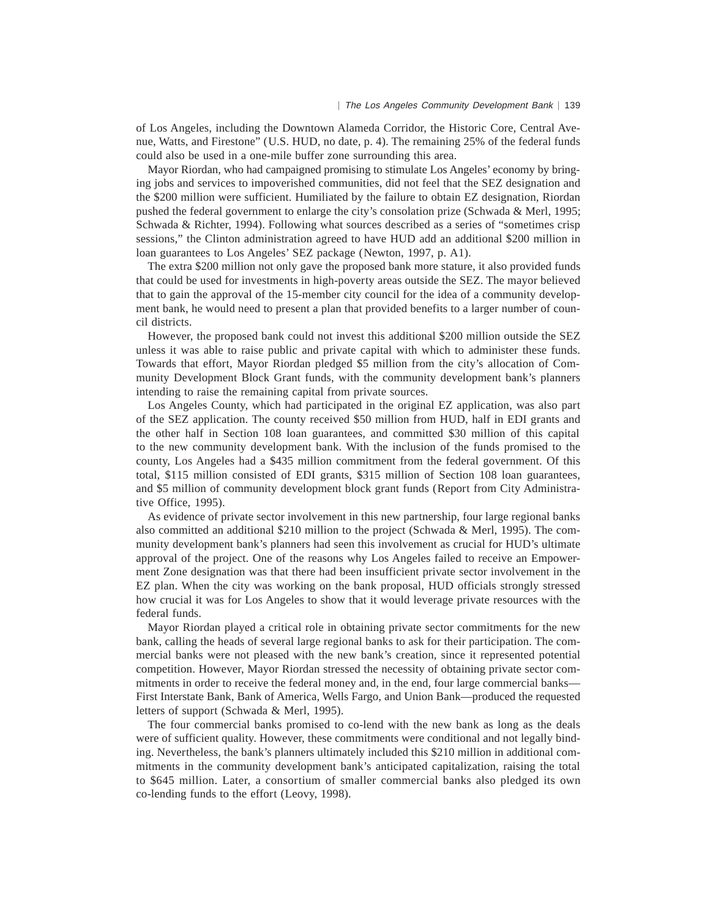of Los Angeles, including the Downtown Alameda Corridor, the Historic Core, Central Avenue, Watts, and Firestone" (U.S. HUD, no date, p. 4). The remaining 25% of the federal funds could also be used in a one-mile buffer zone surrounding this area.

Mayor Riordan, who had campaigned promising to stimulate Los Angeles' economy by bringing jobs and services to impoverished communities, did not feel that the SEZ designation and the $200 million were sufficient. Humiliated by the failure to obtain EZ designation, Riordan pushed the federal government to enlarge the city's consolation prize (Schwada & Merl, 1995; Schwada & Richter, 1994). Following what sources described as a series of "sometimes crisp sessions," the Clinton administration agreed to have HUD add an additional $200 million in loan guarantees to Los Angeles' SEZ package (Newton, 1997, p. A1).

The extra $200 million not only gave the proposed bank more stature, it also provided funds that could be used for investments in high-poverty areas outside the SEZ. The mayor believed that to gain the approval of the 15-member city council for the idea of a community development bank, he would need to present a plan that provided benefits to a larger number of council districts.

However, the proposed bank could not invest this additional $200 million outside the SEZ unless it was able to raise public and private capital with which to administer these funds. Towards that effort, Mayor Riordan pledged $5 million from the city's allocation of Community Development Block Grant funds, with the community development bank's planners intending to raise the remaining capital from private sources.

Los Angeles County, which had participated in the original EZ application, was also part of the SEZ application. The county received $50 million from HUD, half in EDI grants and the other half in Section 108 loan guarantees, and committed $30 million of this capital to the new community development bank. With the inclusion of the funds promised to the county, Los Angeles had a $435 million commitment from the federal government. Of this total, $115 million consisted of EDI grants, $315 million of Section 108 loan guarantees, and $5 million of community development block grant funds (Report from City Administrative Office, 1995).

As evidence of private sector involvement in this new partnership, four large regional banks also committed an additional $210 million to the project (Schwada & Merl, 1995). The community development bank's planners had seen this involvement as crucial for HUD's ultimate approval of the project. One of the reasons why Los Angeles failed to receive an Empowerment Zone designation was that there had been insufficient private sector involvement in the EZ plan. When the city was working on the bank proposal, HUD officials strongly stressed how crucial it was for Los Angeles to show that it would leverage private resources with the federal funds.

Mayor Riordan played a critical role in obtaining private sector commitments for the new bank, calling the heads of several large regional banks to ask for their participation. The commercial banks were not pleased with the new bank's creation, since it represented potential competition. However, Mayor Riordan stressed the necessity of obtaining private sector commitments in order to receive the federal money and, in the end, four large commercial banks—First Interstate Bank, Bank of America, Wells Fargo, and Union Bank—produced the requested letters of support (Schwada & Merl, 1995).

The four commercial banks promised to co-lend with the new bank as long as the deals were of sufficient quality. However, these commitments were conditional and not legally binding. Nevertheless, the bank's planners ultimately included this $210 million in additional commitments in the community development bank's anticipated capitalization, raising the total to $645 million. Later, a consortium of smaller commercial banks also pledged its own co-lending funds to the effort (Leovy, 1998).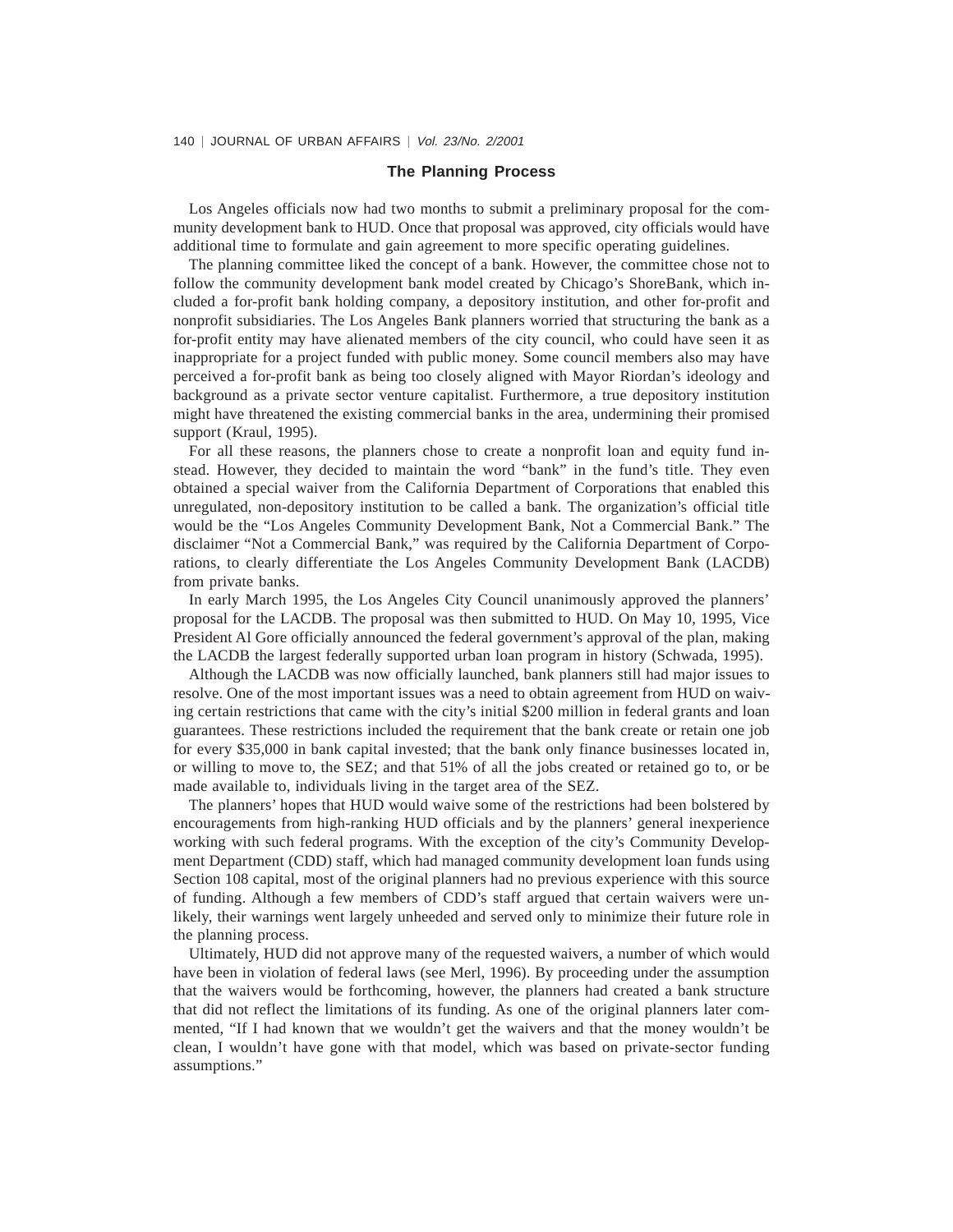## The Planning Process

Los Angeles officials now had two months to submit a preliminary proposal for the community development bank to HUD. Once that proposal was approved, city officials would have additional time to formulate and gain agreement to more specific operating guidelines.

The planning committee liked the concept of a bank. However, the committee chose not to follow the community development bank model created by Chicago's ShoreBank, which included a for-profit bank holding company, a depository institution, and other for-profit and nonprofit subsidiaries. The Los Angeles Bank planners worried that structuring the bank as a for-profit entity may have alienated members of the city council, who could have seen it as inappropriate for a project funded with public money. Some council members also may have perceived a for-profit bank as being too closely aligned with Mayor Riordan's ideology and background as a private sector venture capitalist. Furthermore, a true depository institution might have threatened the existing commercial banks in the area, undermining their promised support (Kraul, 1995).

For all these reasons, the planners chose to create a nonprofit loan and equity fund instead. However, they decided to maintain the word "bank" in the fund's title. They even obtained a special waiver from the California Department of Corporations that enabled this unregulated, non-depository institution to be called a bank. The organization's official title would be the "Los Angeles Community Development Bank, Not a Commercial Bank." The disclaimer "Not a Commercial Bank," was required by the California Department of Corporations, to clearly differentiate the Los Angeles Community Development Bank (LACDB) from private banks.

In early March 1995, the Los Angeles City Council unanimously approved the planners' proposal for the LACDB. The proposal was then submitted to HUD. On May 10, 1995, Vice President Al Gore officially announced the federal government's approval of the plan, making the LACDB the largest federally supported urban loan program in history (Schwada, 1995).

Although the LACDB was now officially launched, bank planners still had major issues to resolve. One of the most important issues was a need to obtain agreement from HUD on waiving certain restrictions that came with the city's initial $200 million in federal grants and loan guarantees. These restrictions included the requirement that the bank create or retain one job for every $35,000 in bank capital invested; that the bank only finance businesses located in, or willing to move to, the SEZ; and that 51% of all the jobs created or retained go to, or be made available to, individuals living in the target area of the SEZ.

The planners' hopes that HUD would waive some of the restrictions had been bolstered by encouragements from high-ranking HUD officials and by the planners' general inexperience working with such federal programs. With the exception of the city's Community Development Department (CDD) staff, which had managed community development loan funds using Section 108 capital, most of the original planners had no previous experience with this source of funding. Although a few members of CDD's staff argued that certain waivers were unlikely, their warnings went largely unheeded and served only to minimize their future role in the planning process.

Ultimately, HUD did not approve many of the requested waivers, a number of which would have been in violation of federal laws (see Merl, 1996). By proceeding under the assumption that the waivers would be forthcoming, however, the planners had created a bank structure that did not reflect the limitations of its funding. As one of the original planners later commented, "If I had known that we wouldn't get the waivers and that the money wouldn't be clean, I wouldn't have gone with that model, which was based on private-sector funding assumptions."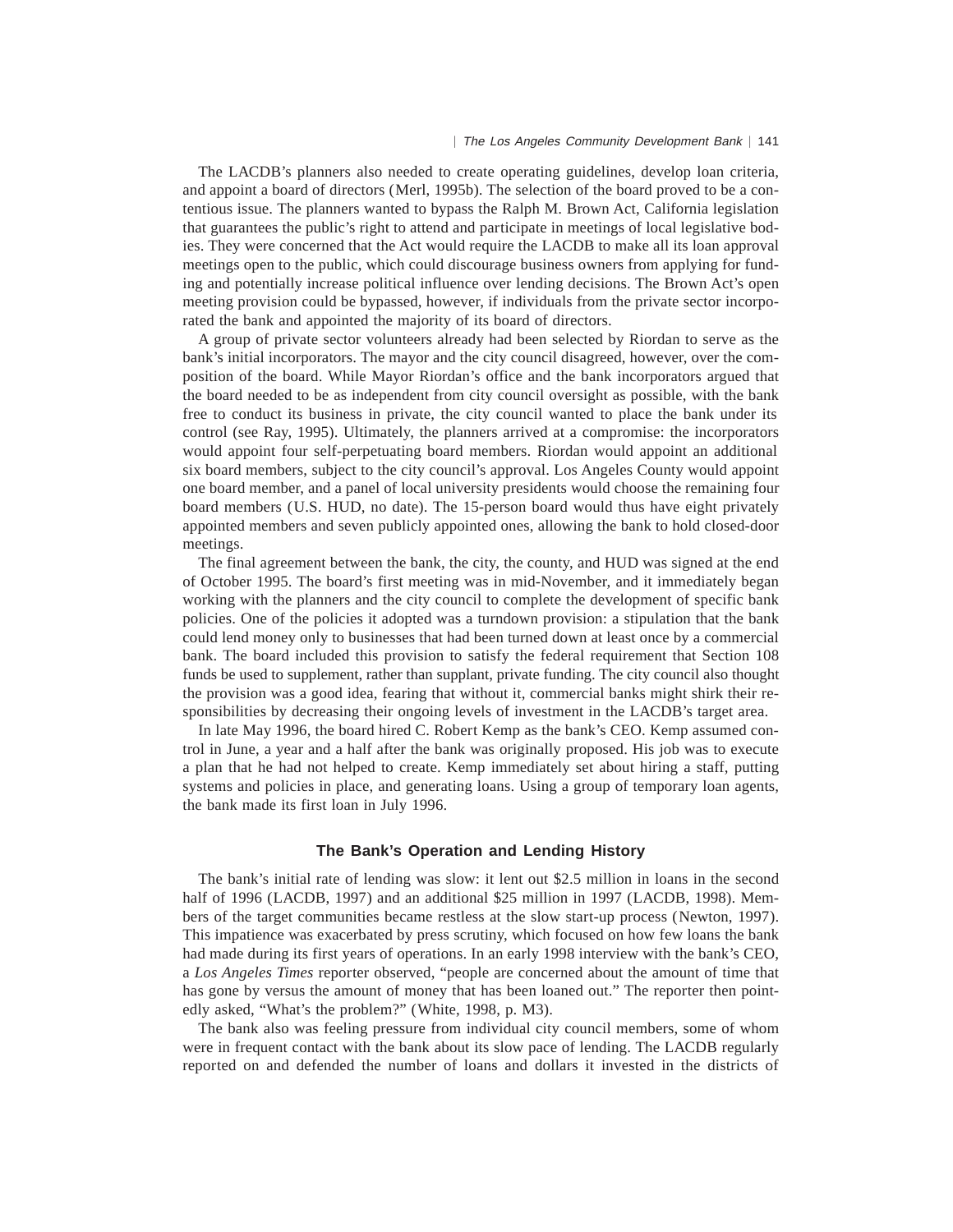The LACDB's planners also needed to create operating guidelines, develop loan criteria, and appoint a board of directors (Merl, 1995b). The selection of the board proved to be a contentious issue. The planners wanted to bypass the Ralph M. Brown Act, California legislation that guarantees the public's right to attend and participate in meetings of local legislative bodies. They were concerned that the Act would require the LACDB to make all its loan approval meetings open to the public, which could discourage business owners from applying for funding and potentially increase political influence over lending decisions. The Brown Act's open meeting provision could be bypassed, however, if individuals from the private sector incorporated the bank and appointed the majority of its board of directors.

A group of private sector volunteers already had been selected by Riordan to serve as the bank's initial incorporators. The mayor and the city council disagreed, however, over the composition of the board. While Mayor Riordan's office and the bank incorporators argued that the board needed to be as independent from city council oversight as possible, with the bank free to conduct its business in private, the city council wanted to place the bank under its control (see Ray, 1995). Ultimately, the planners arrived at a compromise: the incorporators would appoint four self-perpetuating board members. Riordan would appoint an additional six board members, subject to the city council's approval. Los Angeles County would appoint one board member, and a panel of local university presidents would choose the remaining four board members (U.S. HUD, no date). The 15-person board would thus have eight privately appointed members and seven publicly appointed ones, allowing the bank to hold closed-door meetings.

The final agreement between the bank, the city, the county, and HUD was signed at the end of October 1995. The board's first meeting was in mid-November, and it immediately began working with the planners and the city council to complete the development of specific bank policies. One of the policies it adopted was a turndown provision: a stipulation that the bank could lend money only to businesses that had been turned down at least once by a commercial bank. The board included this provision to satisfy the federal requirement that Section 108 funds be used to supplement, rather than supplant, private funding. The city council also thought the provision was a good idea, fearing that without it, commercial banks might shirk their responsibilities by decreasing their ongoing levels of investment in the LACDB's target area.

In late May 1996, the board hired C. Robert Kemp as the bank's CEO. Kemp assumed control in June, a year and a half after the bank was originally proposed. His job was to execute a plan that he had not helped to create. Kemp immediately set about hiring a staff, putting systems and policies in place, and generating loans. Using a group of temporary loan agents, the bank made its first loan in July 1996.

### The Bank's Operation and Lending History

The bank's initial rate of lending was slow: it lent out $2.5 million in loans in the second half of 1996 (LACDB, 1997) and an additional $25 million in 1997 (LACDB, 1998). Members of the target communities became restless at the slow start-up process (Newton, 1997). This impatience was exacerbated by press scrutiny, which focused on how few loans the bank had made during its first years of operations. In an early 1998 interview with the bank's CEO, a *Los Angeles Times* reporter observed, "people are concerned about the amount of time that has gone by versus the amount of money that has been loaned out." The reporter then pointedly asked, "What's the problem?" (White, 1998, p. M3).

The bank also was feeling pressure from individual city council members, some of whom were in frequent contact with the bank about its slow pace of lending. The LACDB regularly reported on and defended the number of loans and dollars it invested in the districts of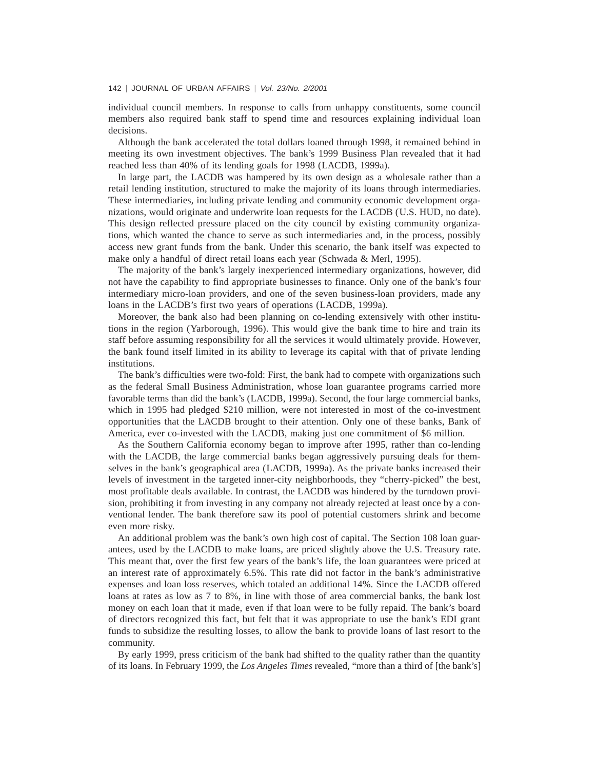individual council members. In response to calls from unhappy constituents, some council members also required bank staff to spend time and resources explaining individual loan decisions.

Although the bank accelerated the total dollars loaned through 1998, it remained behind in meeting its own investment objectives. The bank's 1999 Business Plan revealed that it had reached less than 40% of its lending goals for 1998 (LACDB, 1999a).

In large part, the LACDB was hampered by its own design as a wholesale rather than a retail lending institution, structured to make the majority of its loans through intermediaries. These intermediaries, including private lending and community economic development organizations, would originate and underwrite loan requests for the LACDB (U.S. HUD, no date). This design reflected pressure placed on the city council by existing community organizations, which wanted the chance to serve as such intermediaries and, in the process, possibly access new grant funds from the bank. Under this scenario, the bank itself was expected to make only a handful of direct retail loans each year (Schwada & Merl, 1995).

The majority of the bank's largely inexperienced intermediary organizations, however, did not have the capability to find appropriate businesses to finance. Only one of the bank's four intermediary micro-loan providers, and one of the seven business-loan providers, made any loans in the LACDB's first two years of operations (LACDB, 1999a).

Moreover, the bank also had been planning on co-lending extensively with other institutions in the region (Yarborough, 1996). This would give the bank time to hire and train its staff before assuming responsibility for all the services it would ultimately provide. However, the bank found itself limited in its ability to leverage its capital with that of private lending institutions.

The bank's difficulties were two-fold: First, the bank had to compete with organizations such as the federal Small Business Administration, whose loan guarantee programs carried more favorable terms than did the bank's (LACDB, 1999a). Second, the four large commercial banks, which in 1995 had pledged $210 million, were not interested in most of the co-investment opportunities that the LACDB brought to their attention. Only one of these banks, Bank of America, ever co-invested with the LACDB, making just one commitment of $6 million.

As the Southern California economy began to improve after 1995, rather than co-lending with the LACDB, the large commercial banks began aggressively pursuing deals for themselves in the bank's geographical area (LACDB, 1999a). As the private banks increased their levels of investment in the targeted inner-city neighborhoods, they "cherry-picked" the best, most profitable deals available. In contrast, the LACDB was hindered by the turndown provision, prohibiting it from investing in any company not already rejected at least once by a conventional lender. The bank therefore saw its pool of potential customers shrink and become even more risky.

An additional problem was the bank's own high cost of capital. The Section 108 loan guarantees, used by the LACDB to make loans, are priced slightly above the U.S. Treasury rate. This meant that, over the first few years of the bank's life, the loan guarantees were priced at an interest rate of approximately 6.5%. This rate did not factor in the bank's administrative expenses and loan loss reserves, which totaled an additional 14%. Since the LACDB offered loans at rates as low as 7 to 8%, in line with those of area commercial banks, the bank lost money on each loan that it made, even if that loan were to be fully repaid. The bank's board of directors recognized this fact, but felt that it was appropriate to use the bank's EDI grant funds to subsidize the resulting losses, to allow the bank to provide loans of last resort to the community.

By early 1999, press criticism of the bank had shifted to the quality rather than the quantity of its loans. In February 1999, the *Los Angeles Times* revealed, "more than a third of [the bank's]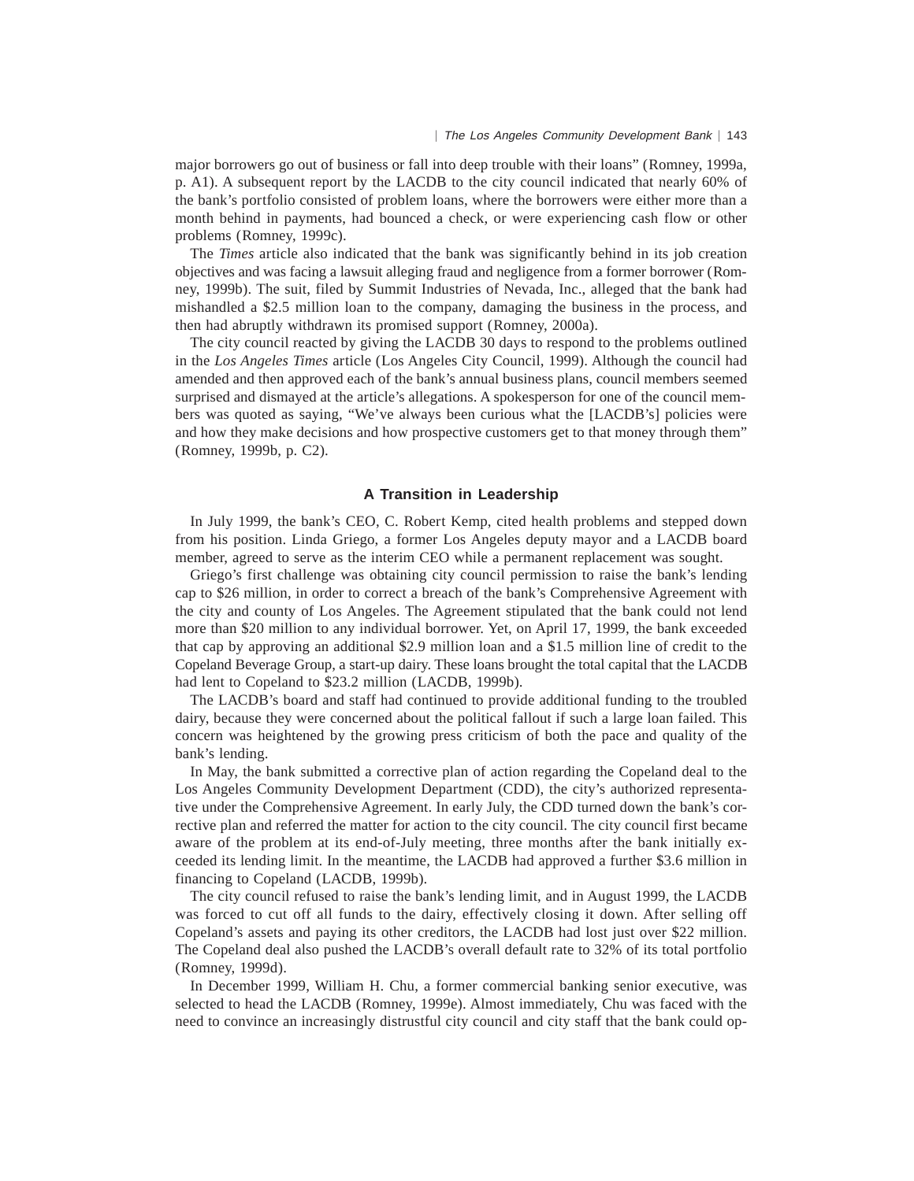major borrowers go out of business or fall into deep trouble with their loans" (Romney, 1999a, p. A1). A subsequent report by the LACDB to the city council indicated that nearly 60% of the bank's portfolio consisted of problem loans, where the borrowers were either more than a month behind in payments, had bounced a check, or were experiencing cash flow or other problems (Romney, 1999c).

The *Times* article also indicated that the bank was significantly behind in its job creation objectives and was facing a lawsuit alleging fraud and negligence from a former borrower (Romney, 1999b). The suit, filed by Summit Industries of Nevada, Inc., alleged that the bank had mishandled a $2.5 million loan to the company, damaging the business in the process, and then had abruptly withdrawn its promised support (Romney, 2000a).

The city council reacted by giving the LACDB 30 days to respond to the problems outlined in the *Los Angeles Times* article (Los Angeles City Council, 1999). Although the council had amended and then approved each of the bank's annual business plans, council members seemed surprised and dismayed at the article's allegations. A spokesperson for one of the council members was quoted as saying, "We've always been curious what the [LACDB's] policies were and how they make decisions and how prospective customers get to that money through them" (Romney, 1999b, p. C2).

## A Transition in Leadership

In July 1999, the bank's CEO, C. Robert Kemp, cited health problems and stepped down from his position. Linda Griego, a former Los Angeles deputy mayor and a LACDB board member, agreed to serve as the interim CEO while a permanent replacement was sought.

Griego's first challenge was obtaining city council permission to raise the bank's lending cap to $26 million, in order to correct a breach of the bank's Comprehensive Agreement with the city and county of Los Angeles. The Agreement stipulated that the bank could not lend more than $20 million to any individual borrower. Yet, on April 17, 1999, the bank exceeded that cap by approving an additional $2.9 million loan and a $1.5 million line of credit to the Copeland Beverage Group, a start-up dairy. These loans brought the total capital that the LACDB had lent to Copeland to $23.2 million (LACDB, 1999b).

The LACDB's board and staff had continued to provide additional funding to the troubled dairy, because they were concerned about the political fallout if such a large loan failed. This concern was heightened by the growing press criticism of both the pace and quality of the bank's lending.

In May, the bank submitted a corrective plan of action regarding the Copeland deal to the Los Angeles Community Development Department (CDD), the city's authorized representative under the Comprehensive Agreement. In early July, the CDD turned down the bank's corrective plan and referred the matter for action to the city council. The city council first became aware of the problem at its end-of-July meeting, three months after the bank initially exceeded its lending limit. In the meantime, the LACDB had approved a further $3.6 million in financing to Copeland (LACDB, 1999b).

The city council refused to raise the bank's lending limit, and in August 1999, the LACDB was forced to cut off all funds to the dairy, effectively closing it down. After selling off Copeland's assets and paying its other creditors, the LACDB had lost just over $22 million. The Copeland deal also pushed the LACDB's overall default rate to 32% of its total portfolio (Romney, 1999d).

In December 1999, William H. Chu, a former commercial banking senior executive, was selected to head the LACDB (Romney, 1999e). Almost immediately, Chu was faced with the need to convince an increasingly distrustful city council and city staff that the bank could op-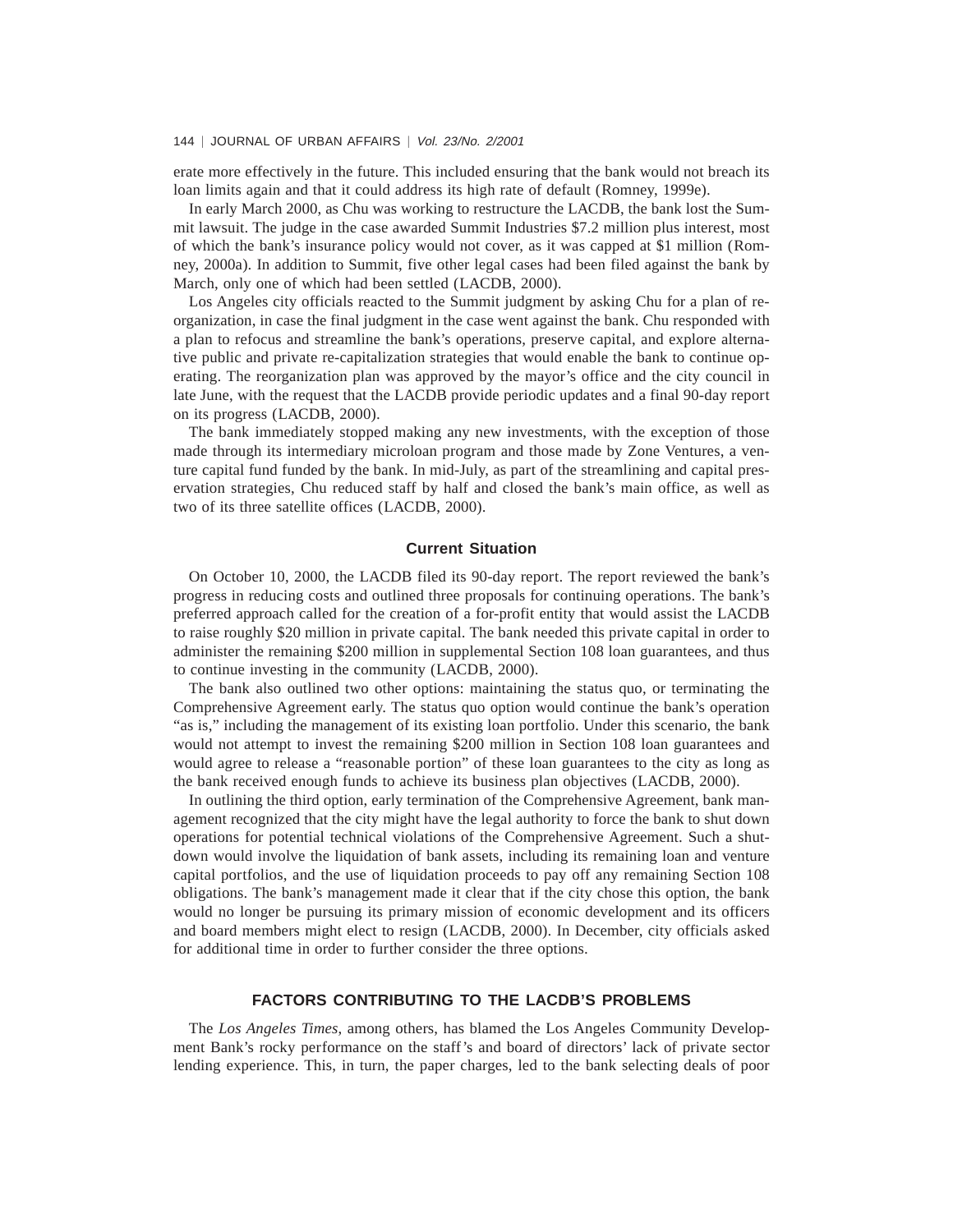erate more effectively in the future. This included ensuring that the bank would not breach its loan limits again and that it could address its high rate of default (Romney, 1999e).

In early March 2000, as Chu was working to restructure the LACDB, the bank lost the Summit lawsuit. The judge in the case awarded Summit Industries $7.2 million plus interest, most of which the bank's insurance policy would not cover, as it was capped at $1 million (Romney, 2000a). In addition to Summit, five other legal cases had been filed against the bank by March, only one of which had been settled (LACDB, 2000).

Los Angeles city officials reacted to the Summit judgment by asking Chu for a plan of reorganization, in case the final judgment in the case went against the bank. Chu responded with a plan to refocus and streamline the bank's operations, preserve capital, and explore alternative public and private re-capitalization strategies that would enable the bank to continue operating. The reorganization plan was approved by the mayor's office and the city council in late June, with the request that the LACDB provide periodic updates and a final 90-day report on its progress (LACDB, 2000).

The bank immediately stopped making any new investments, with the exception of those made through its intermediary microloan program and those made by Zone Ventures, a venture capital fund funded by the bank. In mid-July, as part of the streamlining and capital preservation strategies, Chu reduced staff by half and closed the bank's main office, as well as two of its three satellite offices (LACDB, 2000).

### Current Situation

On October 10, 2000, the LACDB filed its 90-day report. The report reviewed the bank's progress in reducing costs and outlined three proposals for continuing operations. The bank's preferred approach called for the creation of a for-profit entity that would assist the LACDB to raise roughly $20 million in private capital. The bank needed this private capital in order to administer the remaining $200 million in supplemental Section 108 loan guarantees, and thus to continue investing in the community (LACDB, 2000).

The bank also outlined two other options: maintaining the status quo, or terminating the Comprehensive Agreement early. The status quo option would continue the bank's operation "as is," including the management of its existing loan portfolio. Under this scenario, the bank would not attempt to invest the remaining $200 million in Section 108 loan guarantees and would agree to release a "reasonable portion" of these loan guarantees to the city as long as the bank received enough funds to achieve its business plan objectives (LACDB, 2000).

In outlining the third option, early termination of the Comprehensive Agreement, bank management recognized that the city might have the legal authority to force the bank to shut down operations for potential technical violations of the Comprehensive Agreement. Such a shutdown would involve the liquidation of bank assets, including its remaining loan and venture capital portfolios, and the use of liquidation proceeds to pay off any remaining Section 108 obligations. The bank's management made it clear that if the city chose this option, the bank would no longer be pursuing its primary mission of economic development and its officers and board members might elect to resign (LACDB, 2000). In December, city officials asked for additional time in order to further consider the three options.

## FACTORS CONTRIBUTING TO THE LACDB'S PROBLEMS

The *Los Angeles Times*, among others, has blamed the Los Angeles Community Development Bank's rocky performance on the staff's and board of directors' lack of private sector lending experience. This, in turn, the paper charges, led to the bank selecting deals of poor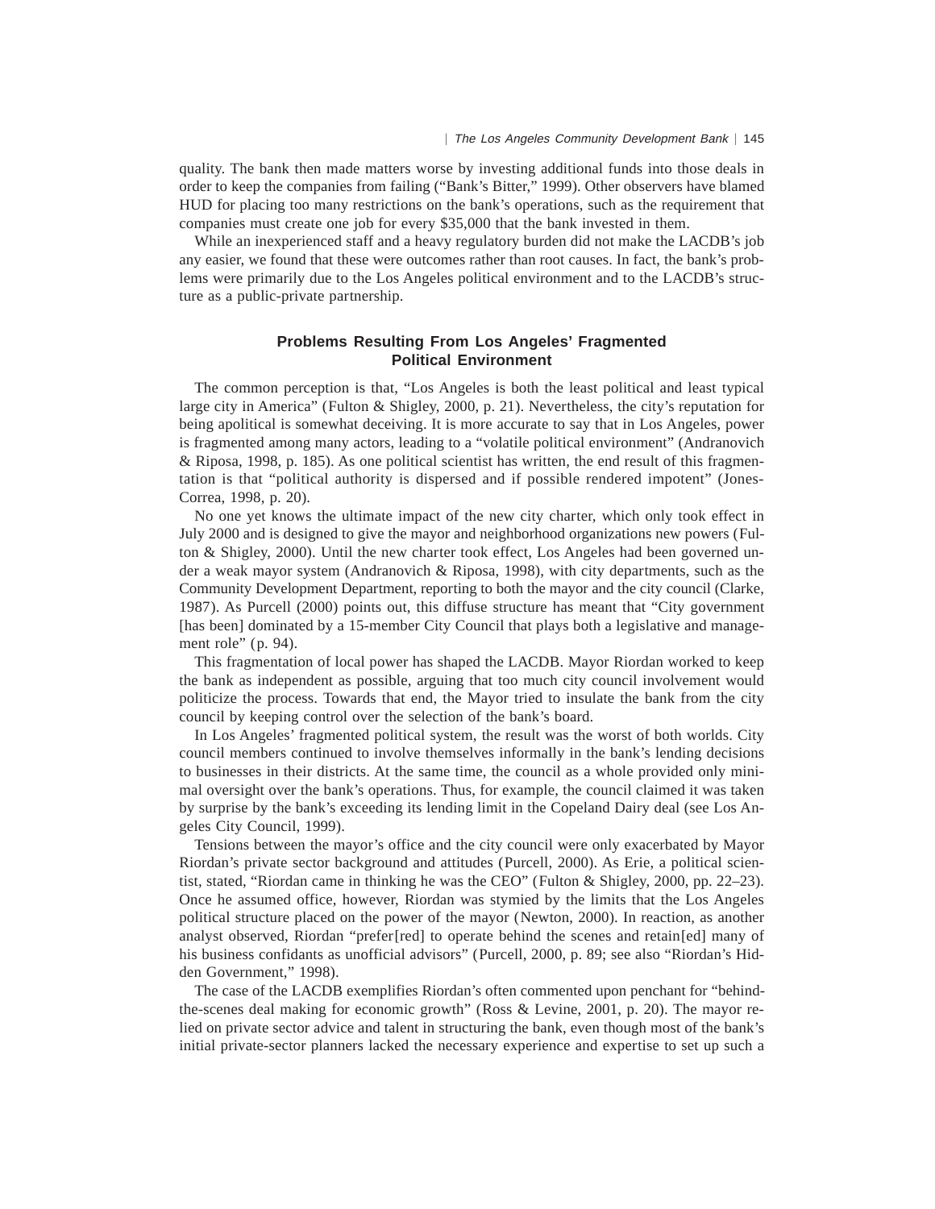quality. The bank then made matters worse by investing additional funds into those deals in order to keep the companies from failing ("Bank's Bitter," 1999). Other observers have blamed HUD for placing too many restrictions on the bank's operations, such as the requirement that companies must create one job for every $35,000 that the bank invested in them.

While an inexperienced staff and a heavy regulatory burden did not make the LACDB's job any easier, we found that these were outcomes rather than root causes. In fact, the bank's problems were primarily due to the Los Angeles political environment and to the LACDB's structure as a public-private partnership.

## Problems Resulting From Los Angeles' Fragmented Political Environment

The common perception is that, "Los Angeles is both the least political and least typical large city in America" (Fulton & Shigley, 2000, p. 21). Nevertheless, the city's reputation for being apolitical is somewhat deceiving. It is more accurate to say that in Los Angeles, power is fragmented among many actors, leading to a "volatile political environment" (Andranovich & Riposa, 1998, p. 185). As one political scientist has written, the end result of this fragmentation is that "political authority is dispersed and if possible rendered impotent" (Jones-Correa, 1998, p. 20).

No one yet knows the ultimate impact of the new city charter, which only took effect in July 2000 and is designed to give the mayor and neighborhood organizations new powers (Fulton & Shigley, 2000). Until the new charter took effect, Los Angeles had been governed under a weak mayor system (Andranovich & Riposa, 1998), with city departments, such as the Community Development Department, reporting to both the mayor and the city council (Clarke, 1987). As Purcell (2000) points out, this diffuse structure has meant that "City government [has been] dominated by a 15-member City Council that plays both a legislative and management role" (p. 94).

This fragmentation of local power has shaped the LACDB. Mayor Riordan worked to keep the bank as independent as possible, arguing that too much city council involvement would politicize the process. Towards that end, the Mayor tried to insulate the bank from the city council by keeping control over the selection of the bank's board.

In Los Angeles' fragmented political system, the result was the worst of both worlds. City council members continued to involve themselves informally in the bank's lending decisions to businesses in their districts. At the same time, the council as a whole provided only minimal oversight over the bank's operations. Thus, for example, the council claimed it was taken by surprise by the bank's exceeding its lending limit in the Copeland Dairy deal (see Los Angeles City Council, 1999).

Tensions between the mayor's office and the city council were only exacerbated by Mayor Riordan's private sector background and attitudes (Purcell, 2000). As Erie, a political scientist, stated, "Riordan came in thinking he was the CEO" (Fulton & Shigley, 2000, pp. 22–23). Once he assumed office, however, Riordan was stymied by the limits that the Los Angeles political structure placed on the power of the mayor (Newton, 2000). In reaction, as another analyst observed, Riordan "prefer[red] to operate behind the scenes and retain[ed] many of his business confidants as unofficial advisors" (Purcell, 2000, p. 89; see also "Riordan's Hidden Government," 1998).

The case of the LACDB exemplifies Riordan's often commented upon penchant for "behind-the-scenes deal making for economic growth" (Ross & Levine, 2001, p. 20). The mayor relied on private sector advice and talent in structuring the bank, even though most of the bank's initial private-sector planners lacked the necessary experience and expertise to set up such a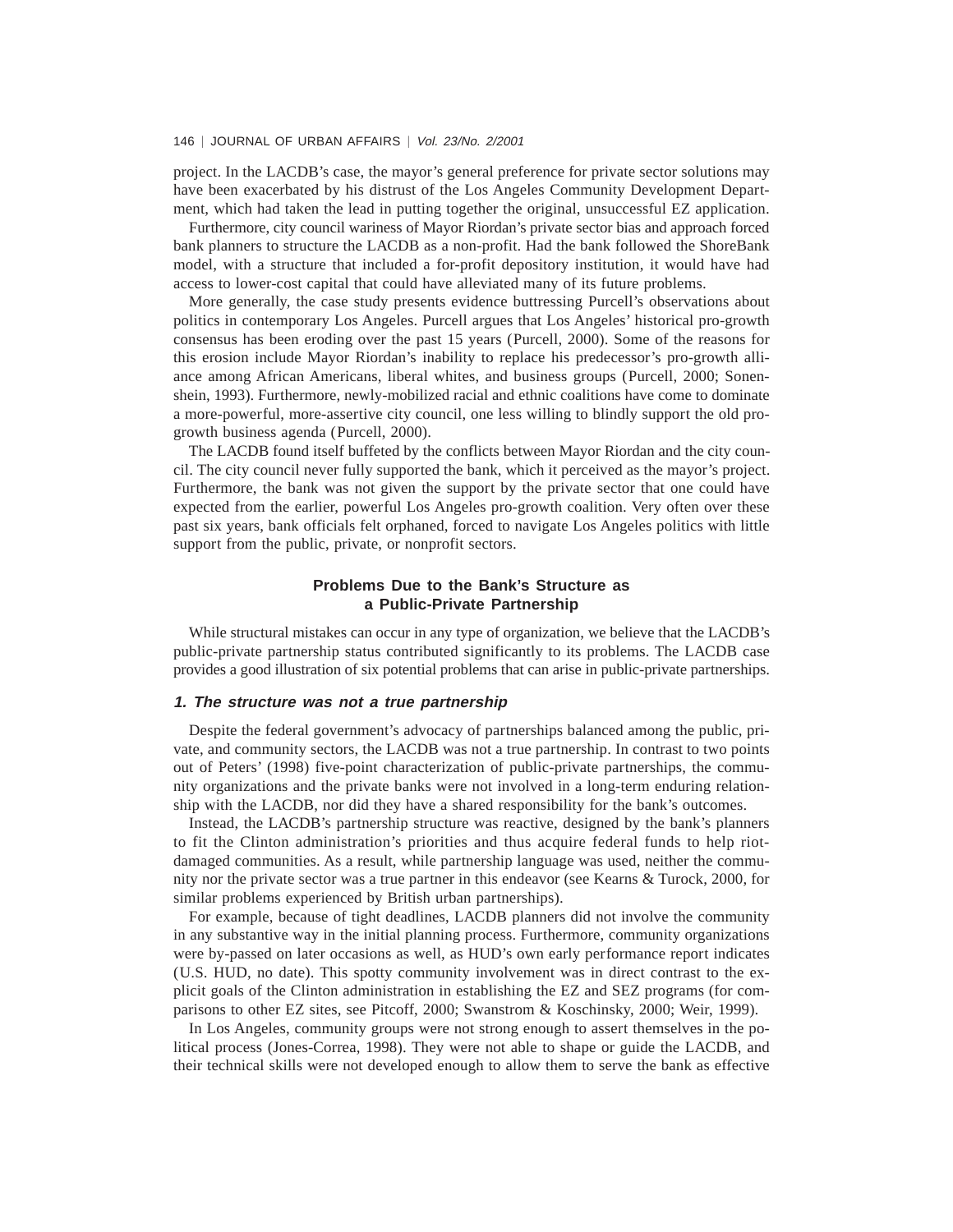project. In the LACDB's case, the mayor's general preference for private sector solutions may have been exacerbated by his distrust of the Los Angeles Community Development Department, which had taken the lead in putting together the original, unsuccessful EZ application.

Furthermore, city council wariness of Mayor Riordan's private sector bias and approach forced bank planners to structure the LACDB as a non-profit. Had the bank followed the ShoreBank model, with a structure that included a for-profit depository institution, it would have had access to lower-cost capital that could have alleviated many of its future problems.

More generally, the case study presents evidence buttressing Purcell's observations about politics in contemporary Los Angeles. Purcell argues that Los Angeles' historical pro-growth consensus has been eroding over the past 15 years (Purcell, 2000). Some of the reasons for this erosion include Mayor Riordan's inability to replace his predecessor's pro-growth alliance among African Americans, liberal whites, and business groups (Purcell, 2000; Sonenshein, 1993). Furthermore, newly-mobilized racial and ethnic coalitions have come to dominate a more-powerful, more-assertive city council, one less willing to blindly support the old pro-growth business agenda (Purcell, 2000).

The LACDB found itself buffeted by the conflicts between Mayor Riordan and the city council. The city council never fully supported the bank, which it perceived as the mayor's project. Furthermore, the bank was not given the support by the private sector that one could have expected from the earlier, powerful Los Angeles pro-growth coalition. Very often over these past six years, bank officials felt orphaned, forced to navigate Los Angeles politics with little support from the public, private, or nonprofit sectors.

## Problems Due to the Bank's Structure as a Public-Private Partnership

While structural mistakes can occur in any type of organization, we believe that the LACDB's public-private partnership status contributed significantly to its problems. The LACDB case provides a good illustration of six potential problems that can arise in public-private partnerships.

### *1. The structure was not a true partnership*

Despite the federal government's advocacy of partnerships balanced among the public, private, and community sectors, the LACDB was not a true partnership. In contrast to two points out of Peters' (1998) five-point characterization of public-private partnerships, the community organizations and the private banks were not involved in a long-term enduring relationship with the LACDB, nor did they have a shared responsibility for the bank's outcomes.

Instead, the LACDB's partnership structure was reactive, designed by the bank's planners to fit the Clinton administration's priorities and thus acquire federal funds to help riot-damaged communities. As a result, while partnership language was used, neither the community nor the private sector was a true partner in this endeavor (see Kearns & Turock, 2000, for similar problems experienced by British urban partnerships).

For example, because of tight deadlines, LACDB planners did not involve the community in any substantive way in the initial planning process. Furthermore, community organizations were by-passed on later occasions as well, as HUD's own early performance report indicates (U.S. HUD, no date). This spotty community involvement was in direct contrast to the explicit goals of the Clinton administration in establishing the EZ and SEZ programs (for comparisons to other EZ sites, see Pitcoff, 2000; Swanstrom & Koschinsky, 2000; Weir, 1999).

In Los Angeles, community groups were not strong enough to assert themselves in the political process (Jones-Correa, 1998). They were not able to shape or guide the LACDB, and their technical skills were not developed enough to allow them to serve the bank as effective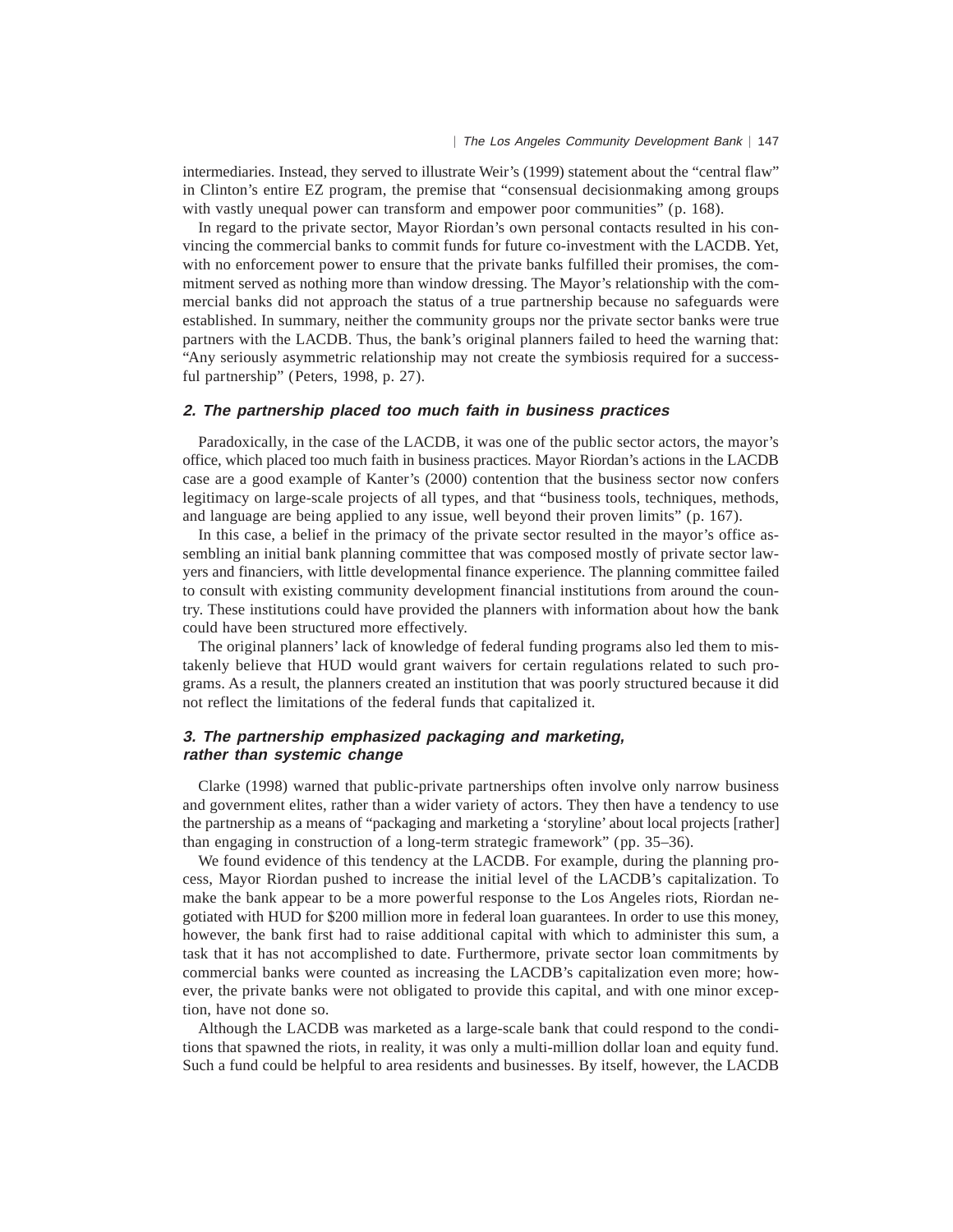intermediaries. Instead, they served to illustrate Weir's (1999) statement about the "central flaw" in Clinton's entire EZ program, the premise that "consensual decisionmaking among groups with vastly unequal power can transform and empower poor communities" (p. 168).

In regard to the private sector, Mayor Riordan's own personal contacts resulted in his convincing the commercial banks to commit funds for future co-investment with the LACDB. Yet, with no enforcement power to ensure that the private banks fulfilled their promises, the commitment served as nothing more than window dressing. The Mayor's relationship with the commercial banks did not approach the status of a true partnership because no safeguards were established. In summary, neither the community groups nor the private sector banks were true partners with the LACDB. Thus, the bank's original planners failed to heed the warning that: "Any seriously asymmetric relationship may not create the symbiosis required for a successful partnership" (Peters, 1998, p. 27).

### *2. The partnership placed too much faith in business practices*

Paradoxically, in the case of the LACDB, it was one of the public sector actors, the mayor's office, which placed too much faith in business practices. Mayor Riordan's actions in the LACDB case are a good example of Kanter's (2000) contention that the business sector now confers legitimacy on large-scale projects of all types, and that "business tools, techniques, methods, and language are being applied to any issue, well beyond their proven limits" (p. 167).

In this case, a belief in the primacy of the private sector resulted in the mayor's office assembling an initial bank planning committee that was composed mostly of private sector lawyers and financiers, with little developmental finance experience. The planning committee failed to consult with existing community development financial institutions from around the country. These institutions could have provided the planners with information about how the bank could have been structured more effectively.

The original planners' lack of knowledge of federal funding programs also led them to mistakenly believe that HUD would grant waivers for certain regulations related to such programs. As a result, the planners created an institution that was poorly structured because it did not reflect the limitations of the federal funds that capitalized it.

### *3. The partnership emphasized packaging and marketing, rather than systemic change*

Clarke (1998) warned that public-private partnerships often involve only narrow business and government elites, rather than a wider variety of actors. They then have a tendency to use the partnership as a means of "packaging and marketing a 'storyline' about local projects [rather] than engaging in construction of a long-term strategic framework" (pp. 35–36).

We found evidence of this tendency at the LACDB. For example, during the planning process, Mayor Riordan pushed to increase the initial level of the LACDB's capitalization. To make the bank appear to be a more powerful response to the Los Angeles riots, Riordan negotiated with HUD for $200 million more in federal loan guarantees. In order to use this money, however, the bank first had to raise additional capital with which to administer this sum, a task that it has not accomplished to date. Furthermore, private sector loan commitments by commercial banks were counted as increasing the LACDB's capitalization even more; however, the private banks were not obligated to provide this capital, and with one minor exception, have not done so.

Although the LACDB was marketed as a large-scale bank that could respond to the conditions that spawned the riots, in reality, it was only a multi-million dollar loan and equity fund. Such a fund could be helpful to area residents and businesses. By itself, however, the LACDB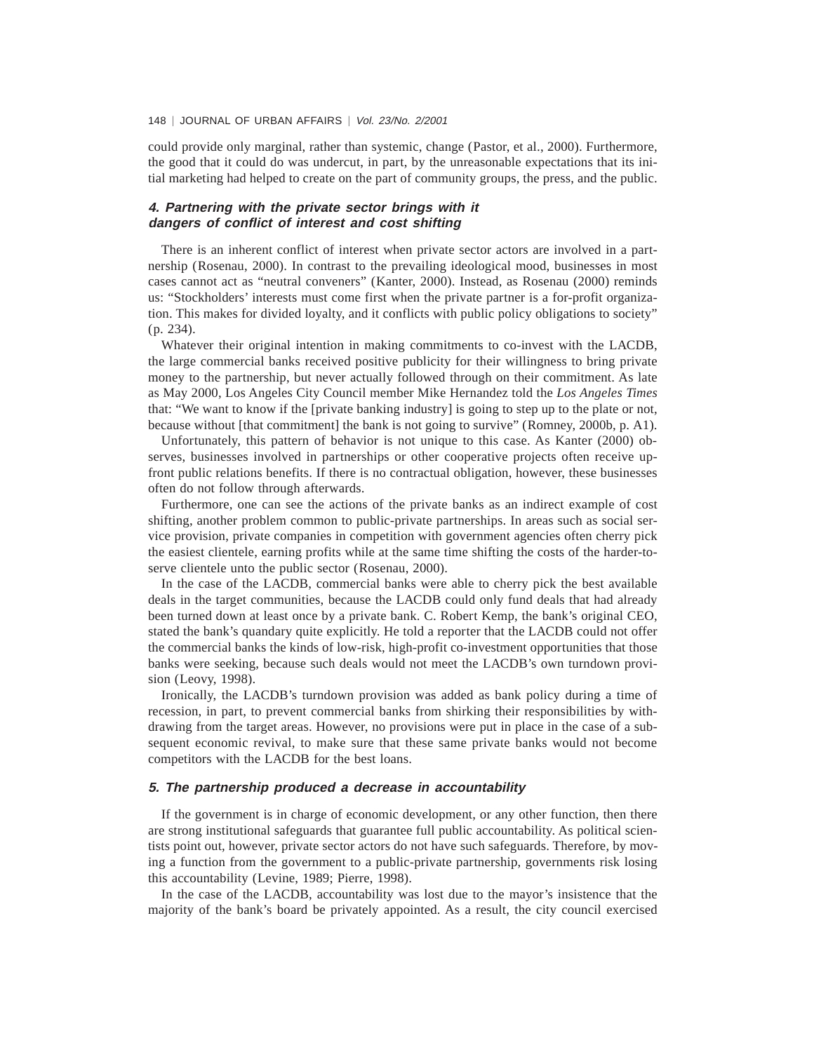could provide only marginal, rather than systemic, change (Pastor, et al., 2000). Furthermore, the good that it could do was undercut, in part, by the unreasonable expectations that its initial marketing had helped to create on the part of community groups, the press, and the public.

### *4. Partnering with the private sector brings with it dangers of conflict of interest and cost shifting*

There is an inherent conflict of interest when private sector actors are involved in a partnership (Rosenau, 2000). In contrast to the prevailing ideological mood, businesses in most cases cannot act as "neutral conveners" (Kanter, 2000). Instead, as Rosenau (2000) reminds us: "Stockholders' interests must come first when the private partner is a for-profit organization. This makes for divided loyalty, and it conflicts with public policy obligations to society" (p. 234).

Whatever their original intention in making commitments to co-invest with the LACDB, the large commercial banks received positive publicity for their willingness to bring private money to the partnership, but never actually followed through on their commitment. As late as May 2000, Los Angeles City Council member Mike Hernandez told the *Los Angeles Times* that: "We want to know if the [private banking industry] is going to step up to the plate or not, because without [that commitment] the bank is not going to survive" (Romney, 2000b, p. A1).

Unfortunately, this pattern of behavior is not unique to this case. As Kanter (2000) observes, businesses involved in partnerships or other cooperative projects often receive up-front public relations benefits. If there is no contractual obligation, however, these businesses often do not follow through afterwards.

Furthermore, one can see the actions of the private banks as an indirect example of cost shifting, another problem common to public-private partnerships. In areas such as social service provision, private companies in competition with government agencies often cherry pick the easiest clientele, earning profits while at the same time shifting the costs of the harder-to-serve clientele unto the public sector (Rosenau, 2000).

In the case of the LACDB, commercial banks were able to cherry pick the best available deals in the target communities, because the LACDB could only fund deals that had already been turned down at least once by a private bank. C. Robert Kemp, the bank's original CEO, stated the bank's quandary quite explicitly. He told a reporter that the LACDB could not offer the commercial banks the kinds of low-risk, high-profit co-investment opportunities that those banks were seeking, because such deals would not meet the LACDB's own turndown provision (Leovy, 1998).

Ironically, the LACDB's turndown provision was added as bank policy during a time of recession, in part, to prevent commercial banks from shirking their responsibilities by withdrawing from the target areas. However, no provisions were put in place in the case of a subsequent economic revival, to make sure that these same private banks would not become competitors with the LACDB for the best loans.

### *5. The partnership produced a decrease in accountability*

If the government is in charge of economic development, or any other function, then there are strong institutional safeguards that guarantee full public accountability. As political scientists point out, however, private sector actors do not have such safeguards. Therefore, by moving a function from the government to a public-private partnership, governments risk losing this accountability (Levine, 1989; Pierre, 1998).

In the case of the LACDB, accountability was lost due to the mayor's insistence that the majority of the bank's board be privately appointed. As a result, the city council exercised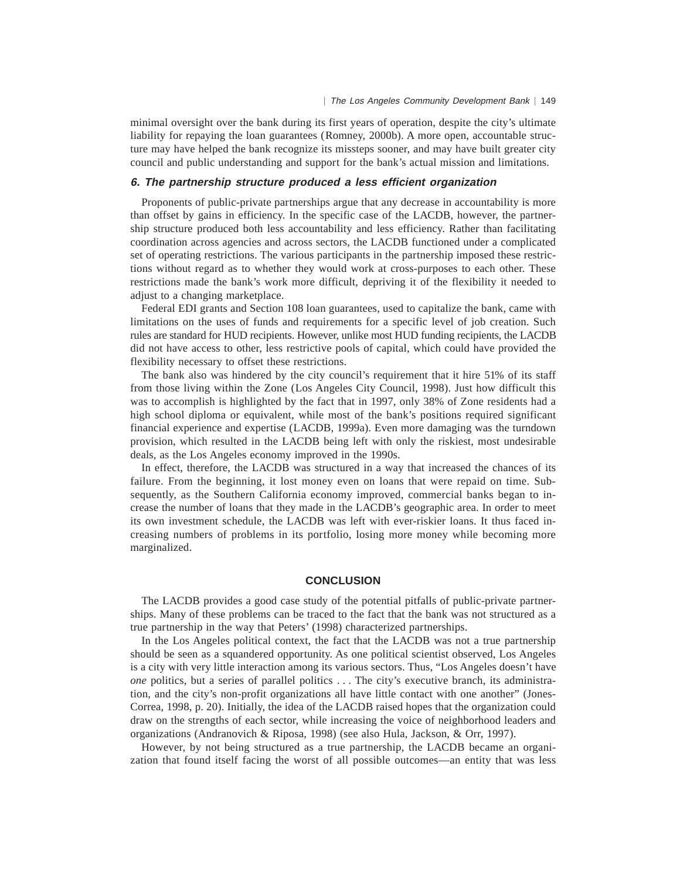minimal oversight over the bank during its first years of operation, despite the city's ultimate liability for repaying the loan guarantees (Romney, 2000b). A more open, accountable structure may have helped the bank recognize its missteps sooner, and may have built greater city council and public understanding and support for the bank's actual mission and limitations.

### *6. The partnership structure produced a less efficient organization*

Proponents of public-private partnerships argue that any decrease in accountability is more than offset by gains in efficiency. In the specific case of the LACDB, however, the partnership structure produced both less accountability and less efficiency. Rather than facilitating coordination across agencies and across sectors, the LACDB functioned under a complicated set of operating restrictions. The various participants in the partnership imposed these restrictions without regard as to whether they would work at cross-purposes to each other. These restrictions made the bank's work more difficult, depriving it of the flexibility it needed to adjust to a changing marketplace.

Federal EDI grants and Section 108 loan guarantees, used to capitalize the bank, came with limitations on the uses of funds and requirements for a specific level of job creation. Such rules are standard for HUD recipients. However, unlike most HUD funding recipients, the LACDB did not have access to other, less restrictive pools of capital, which could have provided the flexibility necessary to offset these restrictions.

The bank also was hindered by the city council's requirement that it hire 51% of its staff from those living within the Zone (Los Angeles City Council, 1998). Just how difficult this was to accomplish is highlighted by the fact that in 1997, only 38% of Zone residents had a high school diploma or equivalent, while most of the bank's positions required significant financial experience and expertise (LACDB, 1999a). Even more damaging was the turndown provision, which resulted in the LACDB being left with only the riskiest, most undesirable deals, as the Los Angeles economy improved in the 1990s.

In effect, therefore, the LACDB was structured in a way that increased the chances of its failure. From the beginning, it lost money even on loans that were repaid on time. Subsequently, as the Southern California economy improved, commercial banks began to increase the number of loans that they made in the LACDB's geographic area. In order to meet its own investment schedule, the LACDB was left with ever-riskier loans. It thus faced increasing numbers of problems in its portfolio, losing more money while becoming more marginalized.

## CONCLUSION

The LACDB provides a good case study of the potential pitfalls of public-private partnerships. Many of these problems can be traced to the fact that the bank was not structured as a true partnership in the way that Peters' (1998) characterized partnerships.

In the Los Angeles political context, the fact that the LACDB was not a true partnership should be seen as a squandered opportunity. As one political scientist observed, Los Angeles is a city with very little interaction among its various sectors. Thus, "Los Angeles doesn't have *one* politics, but a series of parallel politics . . . The city's executive branch, its administration, and the city's non-profit organizations all have little contact with one another" (Jones-Correa, 1998, p. 20). Initially, the idea of the LACDB raised hopes that the organization could draw on the strengths of each sector, while increasing the voice of neighborhood leaders and organizations (Andranovich & Riposa, 1998) (see also Hula, Jackson, & Orr, 1997).

However, by not being structured as a true partnership, the LACDB became an organization that found itself facing the worst of all possible outcomes—an entity that was less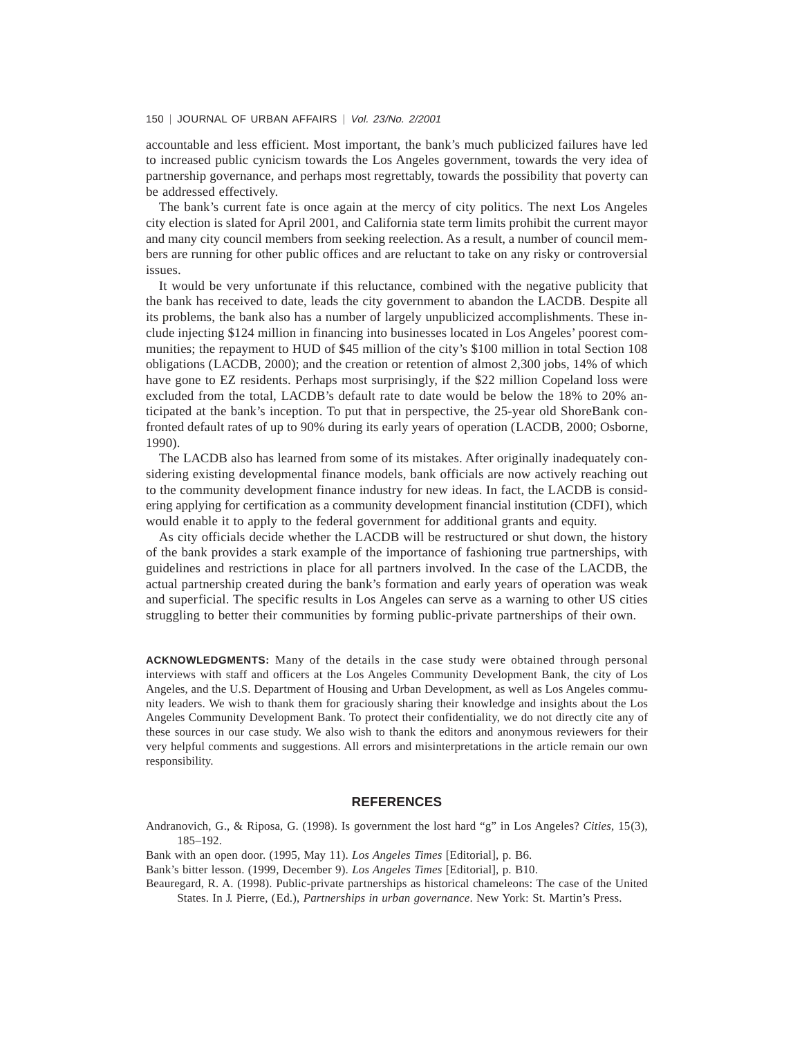accountable and less efficient. Most important, the bank's much publicized failures have led to increased public cynicism towards the Los Angeles government, towards the very idea of partnership governance, and perhaps most regrettably, towards the possibility that poverty can be addressed effectively.

The bank's current fate is once again at the mercy of city politics. The next Los Angeles city election is slated for April 2001, and California state term limits prohibit the current mayor and many city council members from seeking reelection. As a result, a number of council members are running for other public offices and are reluctant to take on any risky or controversial issues.

It would be very unfortunate if this reluctance, combined with the negative publicity that the bank has received to date, leads the city government to abandon the LACDB. Despite all its problems, the bank also has a number of largely unpublicized accomplishments. These include injecting $124 million in financing into businesses located in Los Angeles' poorest communities; the repayment to HUD of $45 million of the city's $100 million in total Section 108 obligations (LACDB, 2000); and the creation or retention of almost 2,300 jobs, 14% of which have gone to EZ residents. Perhaps most surprisingly, if the $22 million Copeland loss were excluded from the total, LACDB's default rate to date would be below the 18% to 20% anticipated at the bank's inception. To put that in perspective, the 25-year old ShoreBank confronted default rates of up to 90% during its early years of operation (LACDB, 2000; Osborne, 1990).

The LACDB also has learned from some of its mistakes. After originally inadequately considering existing developmental finance models, bank officials are now actively reaching out to the community development finance industry for new ideas. In fact, the LACDB is considering applying for certification as a community development financial institution (CDFI), which would enable it to apply to the federal government for additional grants and equity.

As city officials decide whether the LACDB will be restructured or shut down, the history of the bank provides a stark example of the importance of fashioning true partnerships, with guidelines and restrictions in place for all partners involved. In the case of the LACDB, the actual partnership created during the bank's formation and early years of operation was weak and superficial. The specific results in Los Angeles can serve as a warning to other US cities struggling to better their communities by forming public-private partnerships of their own.

**ACKNOWLEDGMENTS:** Many of the details in the case study were obtained through personal interviews with staff and officers at the Los Angeles Community Development Bank, the city of Los Angeles, and the U.S. Department of Housing and Urban Development, as well as Los Angeles community leaders. We wish to thank them for graciously sharing their knowledge and insights about the Los Angeles Community Development Bank. To protect their confidentiality, we do not directly cite any of these sources in our case study. We also wish to thank the editors and anonymous reviewers for their very helpful comments and suggestions. All errors and misinterpretations in the article remain our own responsibility.

## REFERENCES

Andranovich, G., & Riposa, G. (1998). Is government the lost hard "g" in Los Angeles? *Cities*, 15(3), 185–192.

Bank with an open door. (1995, May 11). *Los Angeles Times* [Editorial], p. B6.

Bank's bitter lesson. (1999, December 9). *Los Angeles Times* [Editorial], p. B10.

Beauregard, R. A. (1998). Public-private partnerships as historical chameleons: The case of the United States. In J. Pierre, (Ed.), *Partnerships in urban governance*. New York: St. Martin's Press.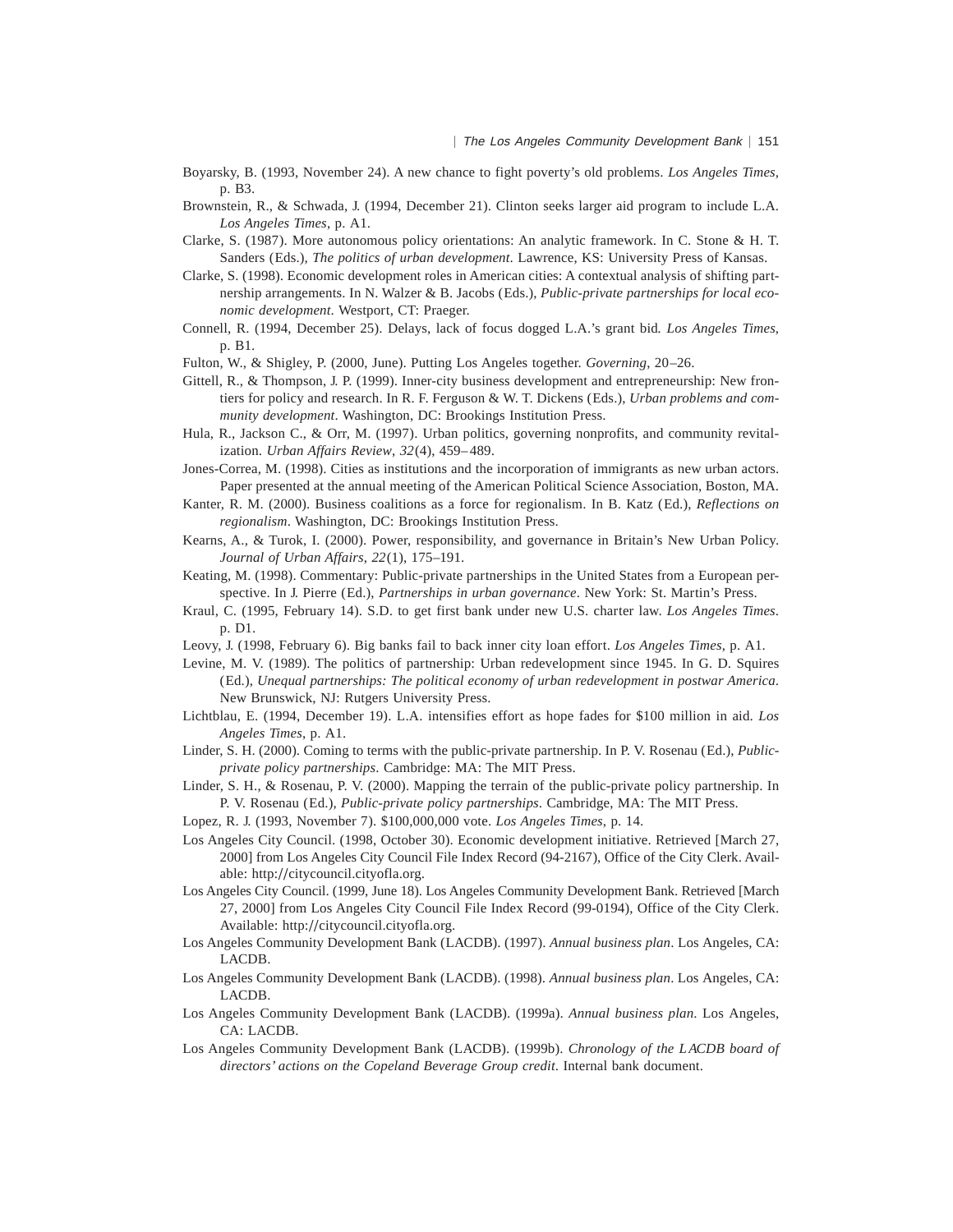Boyarsky, B. (1993, November 24). A new chance to fight poverty's old problems. *Los Angeles Times*, p. B3.

Brownstein, R., & Schwada, J. (1994, December 21). Clinton seeks larger aid program to include L.A. *Los Angeles Times*, p. A1.

Clarke, S. (1987). More autonomous policy orientations: An analytic framework. In C. Stone & H. T. Sanders (Eds.), *The politics of urban development*. Lawrence, KS: University Press of Kansas.

Clarke, S. (1998). Economic development roles in American cities: A contextual analysis of shifting partnership arrangements. In N. Walzer & B. Jacobs (Eds.), *Public-private partnerships for local economic development*. Westport, CT: Praeger.

Connell, R. (1994, December 25). Delays, lack of focus dogged L.A.'s grant bid. *Los Angeles Times*, p. B1.

Fulton, W., & Shigley, P. (2000, June). Putting Los Angeles together. *Governing*, 20–26.

Gittell, R., & Thompson, J. P. (1999). Inner-city business development and entrepreneurship: New frontiers for policy and research. In R. F. Ferguson & W. T. Dickens (Eds.), *Urban problems and community development*. Washington, DC: Brookings Institution Press.

Hula, R., Jackson C., & Orr, M. (1997). Urban politics, governing nonprofits, and community revitalization. *Urban Affairs Review*, *32*(4), 459–489.

Jones-Correa, M. (1998). Cities as institutions and the incorporation of immigrants as new urban actors. Paper presented at the annual meeting of the American Political Science Association, Boston, MA.

Kanter, R. M. (2000). Business coalitions as a force for regionalism. In B. Katz (Ed.), *Reflections on regionalism*. Washington, DC: Brookings Institution Press.

Kearns, A., & Turok, I. (2000). Power, responsibility, and governance in Britain's New Urban Policy. *Journal of Urban Affairs*, *22*(1), 175–191.

Keating, M. (1998). Commentary: Public-private partnerships in the United States from a European perspective. In J. Pierre (Ed.), *Partnerships in urban governance*. New York: St. Martin's Press.

Kraul, C. (1995, February 14). S.D. to get first bank under new U.S. charter law. *Los Angeles Times*. p. D1.

Leovy, J. (1998, February 6). Big banks fail to back inner city loan effort. *Los Angeles Times*, p. A1.

Levine, M. V. (1989). The politics of partnership: Urban redevelopment since 1945. In G. D. Squires (Ed.), *Unequal partnerships: The political economy of urban redevelopment in postwar America*. New Brunswick, NJ: Rutgers University Press.

Lichtblau, E. (1994, December 19). L.A. intensifies effort as hope fades for $100 million in aid. *Los Angeles Times*, p. A1.

Linder, S. H. (2000). Coming to terms with the public-private partnership. In P. V. Rosenau (Ed.), *Public-private policy partnerships*. Cambridge: MA: The MIT Press.

Linder, S. H., & Rosenau, P. V. (2000). Mapping the terrain of the public-private policy partnership. In P. V. Rosenau (Ed.), *Public-private policy partnerships*. Cambridge, MA: The MIT Press.

Lopez, R. J. (1993, November 7). $100,000,000 vote. *Los Angeles Times*, p. 14.

Los Angeles City Council. (1998, October 30). Economic development initiative. Retrieved [March 27, 2000] from Los Angeles City Council File Index Record (94-2167), Office of the City Clerk. Available: http://citycouncil.cityofla.org.

Los Angeles City Council. (1999, June 18). Los Angeles Community Development Bank. Retrieved [March 27, 2000] from Los Angeles City Council File Index Record (99-0194), Office of the City Clerk. Available: http://citycouncil.cityofla.org.

Los Angeles Community Development Bank (LACDB). (1997). *Annual business plan*. Los Angeles, CA: LACDB.

Los Angeles Community Development Bank (LACDB). (1998). *Annual business plan*. Los Angeles, CA: LACDB.

Los Angeles Community Development Bank (LACDB). (1999a). *Annual business plan*. Los Angeles, CA: LACDB.

Los Angeles Community Development Bank (LACDB). (1999b). *Chronology of the LACDB board of directors' actions on the Copeland Beverage Group credit*. Internal bank document.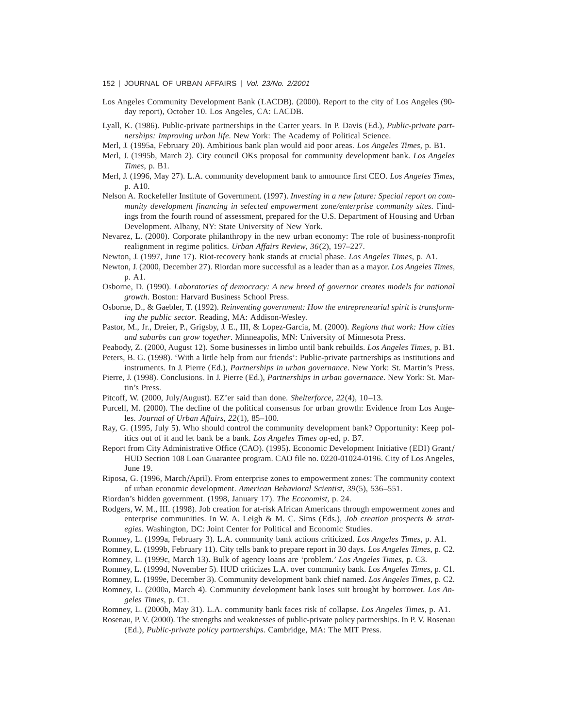Los Angeles Community Development Bank (LACDB). (2000). Report to the city of Los Angeles (90-day report), October 10. Los Angeles, CA: LACDB.

Lyall, K. (1986). Public-private partnerships in the Carter years. In P. Davis (Ed.), *Public-private partnerships: Improving urban life*. New York: The Academy of Political Science.

Merl, J. (1995a, February 20). Ambitious bank plan would aid poor areas. *Los Angeles Times*, p. B1.

Merl, J. (1995b, March 2). City council OKs proposal for community development bank. *Los Angeles Times*, p. B1.

Merl, J. (1996, May 27). L.A. community development bank to announce first CEO. *Los Angeles Times*, p. A10.

Nelson A. Rockefeller Institute of Government. (1997). *Investing in a new future: Special report on community development financing in selected empowerment zone/enterprise community sites*. Findings from the fourth round of assessment, prepared for the U.S. Department of Housing and Urban Development. Albany, NY: State University of New York.

Nevarez, L. (2000). Corporate philanthropy in the new urban economy: The role of business-nonprofit realignment in regime politics. *Urban Affairs Review*, *36*(2), 197–227.

Newton, J. (1997, June 17). Riot-recovery bank stands at crucial phase. *Los Angeles Times*, p. A1.

Newton, J. (2000, December 27). Riordan more successful as a leader than as a mayor. *Los Angeles Times*, p. A1.

Osborne, D. (1990). *Laboratories of democracy: A new breed of governor creates models for national growth*. Boston: Harvard Business School Press.

Osborne, D., & Gaebler, T. (1992). *Reinventing government: How the entrepreneurial spirit is transforming the public sector*. Reading, MA: Addison-Wesley.

Pastor, M., Jr., Dreier, P., Grigsby, J. E., III, & Lopez-Garcia, M. (2000). *Regions that work: How cities and suburbs can grow together*. Minneapolis, MN: University of Minnesota Press.

Peabody, Z. (2000, August 12). Some businesses in limbo until bank rebuilds. *Los Angeles Times*, p. B1.

Peters, B. G. (1998). 'With a little help from our friends': Public-private partnerships as institutions and instruments. In J. Pierre (Ed.), *Partnerships in urban governance*. New York: St. Martin's Press.

Pierre, J. (1998). Conclusions. In J. Pierre (Ed.), *Partnerships in urban governance*. New York: St. Martin's Press.

Pitcoff, W. (2000, July/August). EZ'er said than done. *Shelterforce*, *22*(4), 10–13.

Purcell, M. (2000). The decline of the political consensus for urban growth: Evidence from Los Angeles. *Journal of Urban Affairs*, *22*(1), 85–100.

Ray, G. (1995, July 5). Who should control the community development bank? Opportunity: Keep politics out of it and let bank be a bank. *Los Angeles Times* op-ed, p. B7.

Report from City Administrative Office (CAO). (1995). Economic Development Initiative (EDI) Grant/HUD Section 108 Loan Guarantee program. CAO file no. 0220-01024-0196. City of Los Angeles, June 19.

Riposa, G. (1996, March/April). From enterprise zones to empowerment zones: The community context of urban economic development. *American Behavioral Scientist*, *39*(5), 536–551.

Riordan's hidden government. (1998, January 17). *The Economist*, p. 24.

Rodgers, W. M., III. (1998). Job creation for at-risk African Americans through empowerment zones and enterprise communities. In W. A. Leigh & M. C. Sims (Eds.), *Job creation prospects & strategies*. Washington, DC: Joint Center for Political and Economic Studies.

Romney, L. (1999a, February 3). L.A. community bank actions criticized. *Los Angeles Times*, p. A1.

Romney, L. (1999b, February 11). City tells bank to prepare report in 30 days. *Los Angeles Times*, p. C2.

Romney, L. (1999c, March 13). Bulk of agency loans are 'problem.' *Los Angeles Times*, p. C3.

Romney, L. (1999d, November 5). HUD criticizes L.A. over community bank. *Los Angeles Times*, p. C1.

Romney, L. (1999e, December 3). Community development bank chief named. *Los Angeles Times*, p. C2.

Romney, L. (2000a, March 4). Community development bank loses suit brought by borrower. *Los Angeles Times*, p. C1.

Romney, L. (2000b, May 31). L.A. community bank faces risk of collapse. *Los Angeles Times*, p. A1.

Rosenau, P. V. (2000). The strengths and weaknesses of public-private policy partnerships. In P. V. Rosenau (Ed.), *Public-private policy partnerships*. Cambridge, MA: The MIT Press.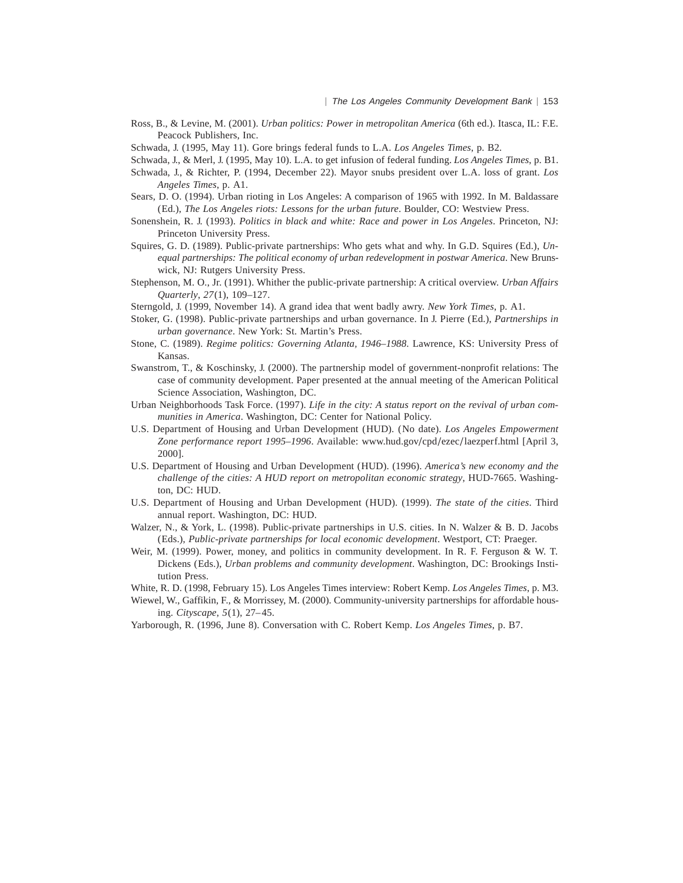Ross, B., & Levine, M. (2001). *Urban politics: Power in metropolitan America* (6th ed.). Itasca, IL: F.E. Peacock Publishers, Inc.

Schwada, J. (1995, May 11). Gore brings federal funds to L.A. *Los Angeles Times*, p. B2.

Schwada, J., & Merl, J. (1995, May 10). L.A. to get infusion of federal funding. *Los Angeles Times*, p. B1.

Schwada, J., & Richter, P. (1994, December 22). Mayor snubs president over L.A. loss of grant. *Los Angeles Times*, p. A1.

Sears, D. O. (1994). Urban rioting in Los Angeles: A comparison of 1965 with 1992. In M. Baldassare (Ed.), *The Los Angeles riots: Lessons for the urban future*. Boulder, CO: Westview Press.

Sonenshein, R. J. (1993). *Politics in black and white: Race and power in Los Angeles*. Princeton, NJ: Princeton University Press.

Squires, G. D. (1989). Public-private partnerships: Who gets what and why. In G.D. Squires (Ed.), *Unequal partnerships: The political economy of urban redevelopment in postwar America*. New Brunswick, NJ: Rutgers University Press.

Stephenson, M. O., Jr. (1991). Whither the public-private partnership: A critical overview. *Urban Affairs Quarterly*, *27*(1), 109–127.

Sterngold, J. (1999, November 14). A grand idea that went badly awry. *New York Times*, p. A1.

Stoker, G. (1998). Public-private partnerships and urban governance. In J. Pierre (Ed.), *Partnerships in urban governance*. New York: St. Martin's Press.

Stone, C. (1989). *Regime politics: Governing Atlanta, 1946–1988*. Lawrence, KS: University Press of Kansas.

Swanstrom, T., & Koschinsky, J. (2000). The partnership model of government-nonprofit relations: The case of community development. Paper presented at the annual meeting of the American Political Science Association, Washington, DC.

Urban Neighborhoods Task Force. (1997). *Life in the city: A status report on the revival of urban communities in America*. Washington, DC: Center for National Policy.

U.S. Department of Housing and Urban Development (HUD). (No date). *Los Angeles Empowerment Zone performance report 1995–1996*. Available: www.hud.gov/cpd/ezec/laezperf.html [April 3, 2000].

U.S. Department of Housing and Urban Development (HUD). (1996). *America's new economy and the challenge of the cities: A HUD report on metropolitan economic strategy*, HUD-7665. Washington, DC: HUD.

U.S. Department of Housing and Urban Development (HUD). (1999). *The state of the cities*. Third annual report. Washington, DC: HUD.

Walzer, N., & York, L. (1998). Public-private partnerships in U.S. cities. In N. Walzer & B. D. Jacobs (Eds.), *Public-private partnerships for local economic development*. Westport, CT: Praeger.

Weir, M. (1999). Power, money, and politics in community development. In R. F. Ferguson & W. T. Dickens (Eds.), *Urban problems and community development*. Washington, DC: Brookings Institution Press.

White, R. D. (1998, February 15). Los Angeles Times interview: Robert Kemp. *Los Angeles Times*, p. M3.

Wiewel, W., Gaffikin, F., & Morrissey, M. (2000). Community-university partnerships for affordable housing. *Cityscape*, *5*(1), 27–45.

Yarborough, R. (1996, June 8). Conversation with C. Robert Kemp. *Los Angeles Times*, p. B7.